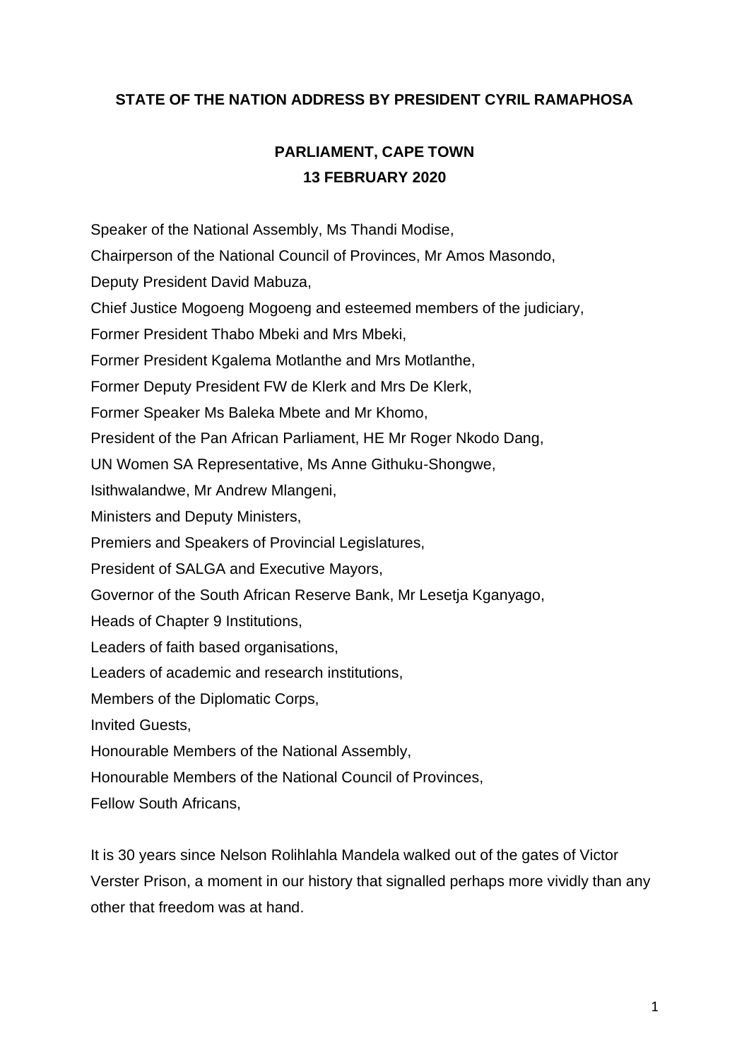**STATE OF THE NATION ADDRESS BY PRESIDENT CYRIL RAMAPHOSA**

**PARLIAMENT, CAPE TOWN**
**13 FEBRUARY 2020**

Speaker of the National Assembly, Ms Thandi Modise,
Chairperson of the National Council of Provinces, Mr Amos Masondo,
Deputy President David Mabuza,
Chief Justice Mogoeng Mogoeng and esteemed members of the judiciary,
Former President Thabo Mbeki and Mrs Mbeki,
Former President Kgalema Motlanthe and Mrs Motlanthe,
Former Deputy President FW de Klerk and Mrs De Klerk,
Former Speaker Ms Baleka Mbete and Mr Khomo,
President of the Pan African Parliament, HE Mr Roger Nkodo Dang,
UN Women SA Representative, Ms Anne Githuku-Shongwe,
Isithwalandwe, Mr Andrew Mlangeni,
Ministers and Deputy Ministers,
Premiers and Speakers of Provincial Legislatures,
President of SALGA and Executive Mayors,
Governor of the South African Reserve Bank, Mr Lesetja Kganyago,
Heads of Chapter 9 Institutions,
Leaders of faith based organisations,
Leaders of academic and research institutions,
Members of the Diplomatic Corps,
Invited Guests,
Honourable Members of the National Assembly,
Honourable Members of the National Council of Provinces,
Fellow South Africans,

It is 30 years since Nelson Rolihlahla Mandela walked out of the gates of Victor Verster Prison, a moment in our history that signalled perhaps more vividly than any other that freedom was at hand.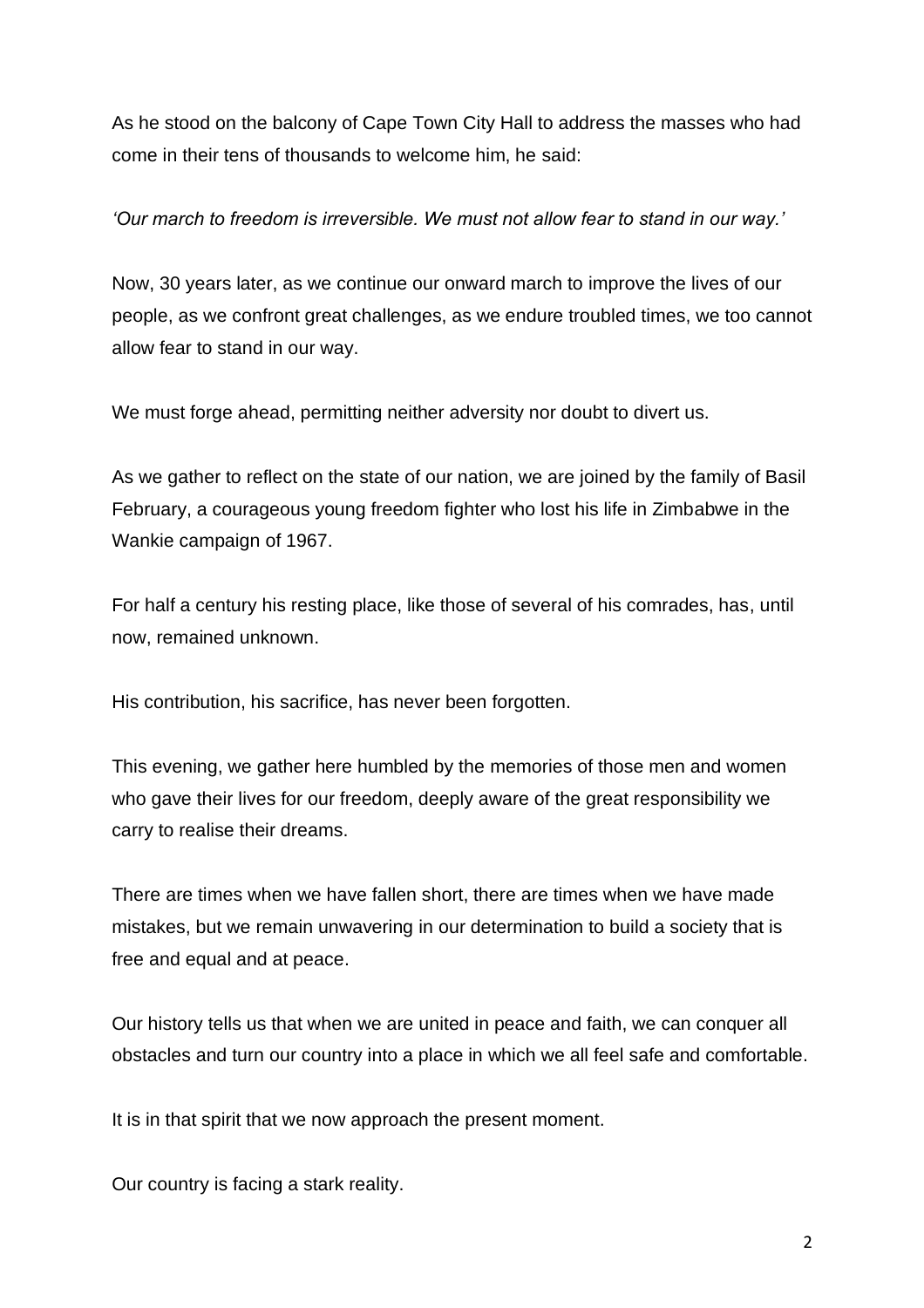As he stood on the balcony of Cape Town City Hall to address the masses who had come in their tens of thousands to welcome him, he said:

*'Our march to freedom is irreversible. We must not allow fear to stand in our way.'*

Now, 30 years later, as we continue our onward march to improve the lives of our people, as we confront great challenges, as we endure troubled times, we too cannot allow fear to stand in our way.

We must forge ahead, permitting neither adversity nor doubt to divert us.

As we gather to reflect on the state of our nation, we are joined by the family of Basil February, a courageous young freedom fighter who lost his life in Zimbabwe in the Wankie campaign of 1967.

For half a century his resting place, like those of several of his comrades, has, until now, remained unknown.

His contribution, his sacrifice, has never been forgotten.

This evening, we gather here humbled by the memories of those men and women who gave their lives for our freedom, deeply aware of the great responsibility we carry to realise their dreams.

There are times when we have fallen short, there are times when we have made mistakes, but we remain unwavering in our determination to build a society that is free and equal and at peace.

Our history tells us that when we are united in peace and faith, we can conquer all obstacles and turn our country into a place in which we all feel safe and comfortable.

It is in that spirit that we now approach the present moment.

Our country is facing a stark reality.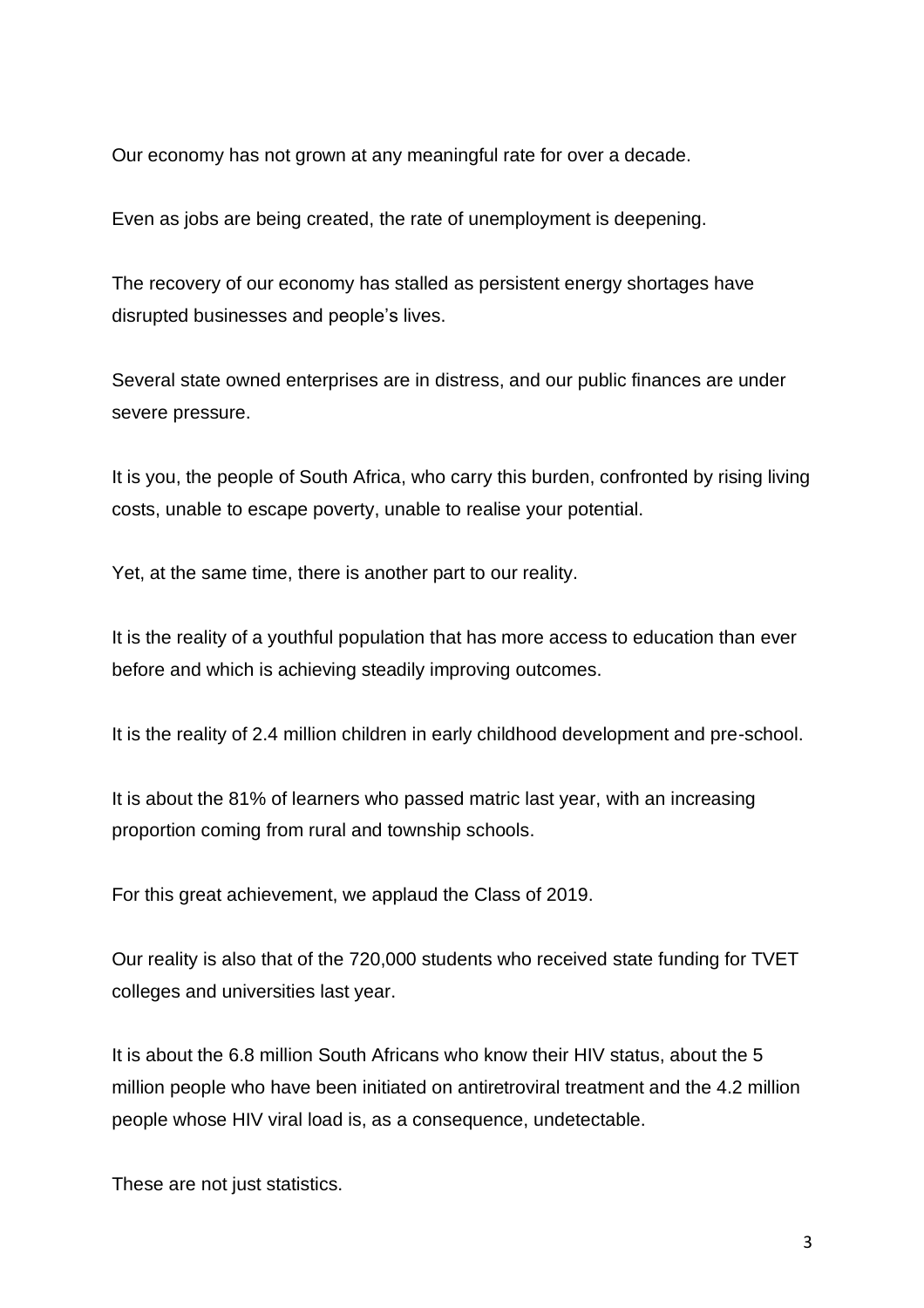Our economy has not grown at any meaningful rate for over a decade.

Even as jobs are being created, the rate of unemployment is deepening.

The recovery of our economy has stalled as persistent energy shortages have disrupted businesses and people's lives.

Several state owned enterprises are in distress, and our public finances are under severe pressure.

It is you, the people of South Africa, who carry this burden, confronted by rising living costs, unable to escape poverty, unable to realise your potential.

Yet, at the same time, there is another part to our reality.

It is the reality of a youthful population that has more access to education than ever before and which is achieving steadily improving outcomes.

It is the reality of 2.4 million children in early childhood development and pre-school.

It is about the 81% of learners who passed matric last year, with an increasing proportion coming from rural and township schools.

For this great achievement, we applaud the Class of 2019.

Our reality is also that of the 720,000 students who received state funding for TVET colleges and universities last year.

It is about the 6.8 million South Africans who know their HIV status, about the 5 million people who have been initiated on antiretroviral treatment and the 4.2 million people whose HIV viral load is, as a consequence, undetectable.

These are not just statistics.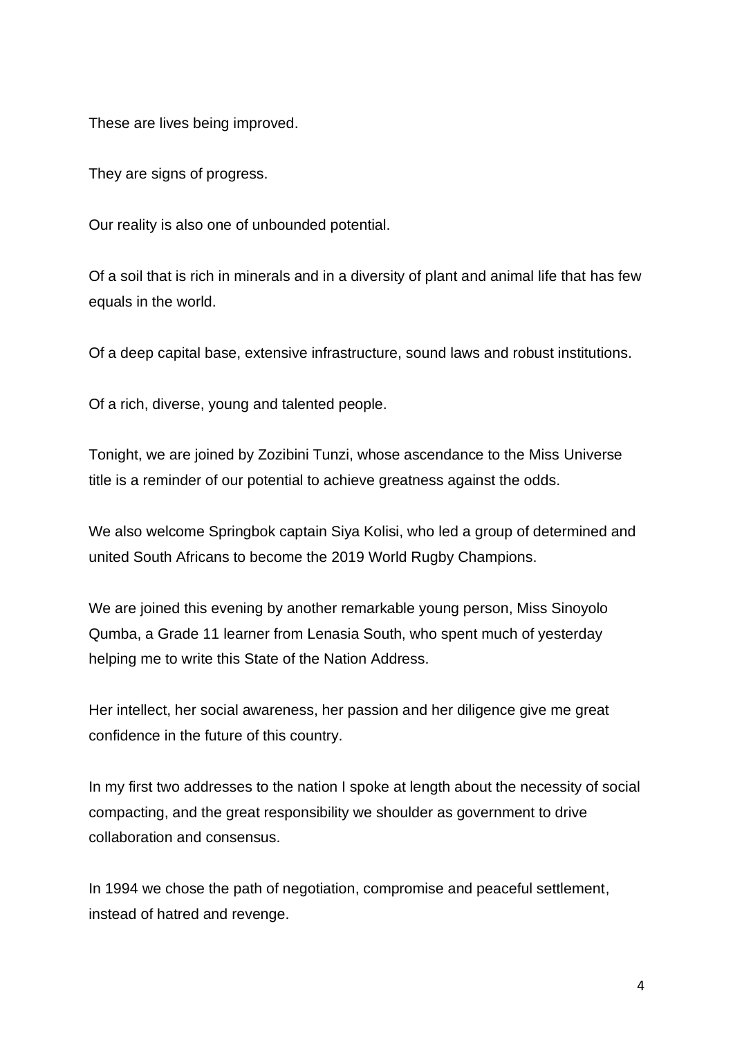These are lives being improved.

They are signs of progress.

Our reality is also one of unbounded potential.

Of a soil that is rich in minerals and in a diversity of plant and animal life that has few equals in the world.

Of a deep capital base, extensive infrastructure, sound laws and robust institutions.

Of a rich, diverse, young and talented people.

Tonight, we are joined by Zozibini Tunzi, whose ascendance to the Miss Universe title is a reminder of our potential to achieve greatness against the odds.

We also welcome Springbok captain Siya Kolisi, who led a group of determined and united South Africans to become the 2019 World Rugby Champions.

We are joined this evening by another remarkable young person, Miss Sinoyolo Qumba, a Grade 11 learner from Lenasia South, who spent much of yesterday helping me to write this State of the Nation Address.

Her intellect, her social awareness, her passion and her diligence give me great confidence in the future of this country.

In my first two addresses to the nation I spoke at length about the necessity of social compacting, and the great responsibility we shoulder as government to drive collaboration and consensus.

In 1994 we chose the path of negotiation, compromise and peaceful settlement, instead of hatred and revenge.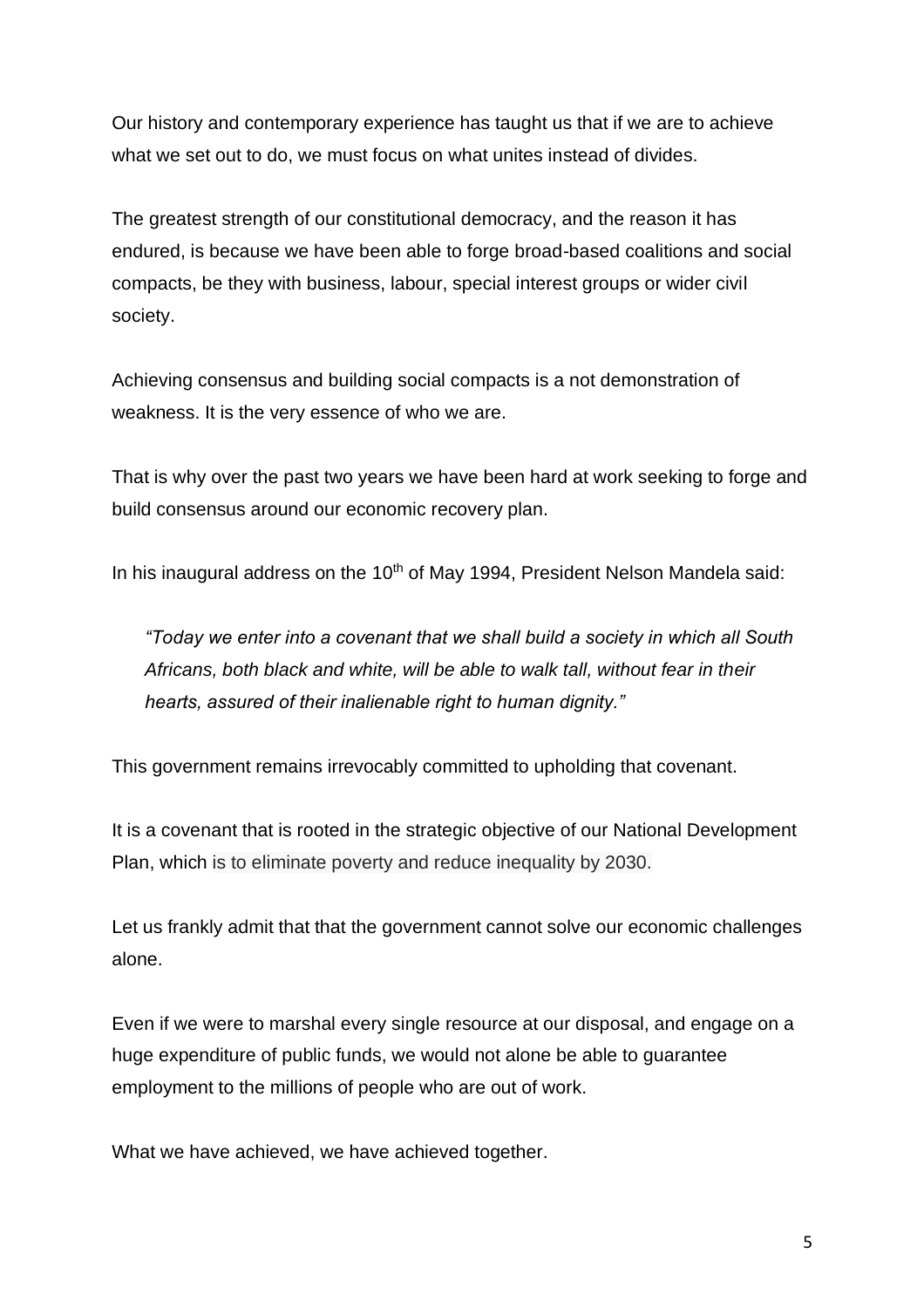Our history and contemporary experience has taught us that if we are to achieve what we set out to do, we must focus on what unites instead of divides.

The greatest strength of our constitutional democracy, and the reason it has endured, is because we have been able to forge broad-based coalitions and social compacts, be they with business, labour, special interest groups or wider civil society.

Achieving consensus and building social compacts is a not demonstration of weakness. It is the very essence of who we are.

That is why over the past two years we have been hard at work seeking to forge and build consensus around our economic recovery plan.

In his inaugural address on the 10th of May 1994, President Nelson Mandela said:

> *"Today we enter into a covenant that we shall build a society in which all South Africans, both black and white, will be able to walk tall, without fear in their hearts, assured of their inalienable right to human dignity."*

This government remains irrevocably committed to upholding that covenant.

It is a covenant that is rooted in the strategic objective of our National Development Plan, which is to eliminate poverty and reduce inequality by 2030.

Let us frankly admit that that the government cannot solve our economic challenges alone.

Even if we were to marshal every single resource at our disposal, and engage on a huge expenditure of public funds, we would not alone be able to guarantee employment to the millions of people who are out of work.

What we have achieved, we have achieved together.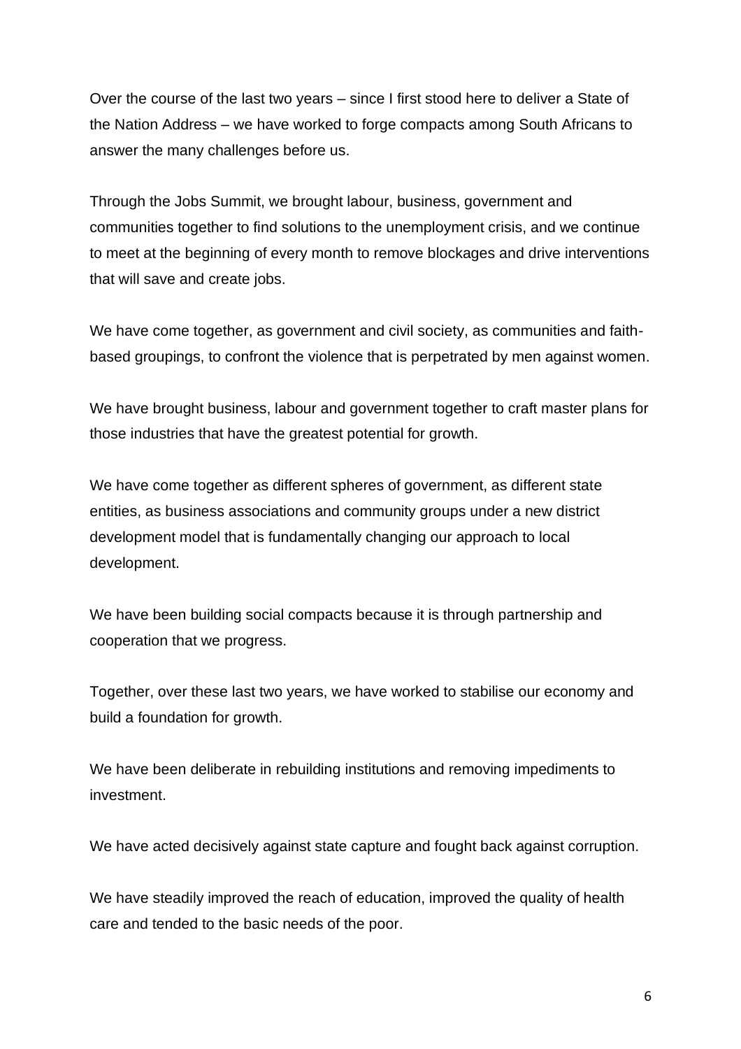Over the course of the last two years – since I first stood here to deliver a State of the Nation Address – we have worked to forge compacts among South Africans to answer the many challenges before us.

Through the Jobs Summit, we brought labour, business, government and communities together to find solutions to the unemployment crisis, and we continue to meet at the beginning of every month to remove blockages and drive interventions that will save and create jobs.

We have come together, as government and civil society, as communities and faith-based groupings, to confront the violence that is perpetrated by men against women.

We have brought business, labour and government together to craft master plans for those industries that have the greatest potential for growth.

We have come together as different spheres of government, as different state entities, as business associations and community groups under a new district development model that is fundamentally changing our approach to local development.

We have been building social compacts because it is through partnership and cooperation that we progress.

Together, over these last two years, we have worked to stabilise our economy and build a foundation for growth.

We have been deliberate in rebuilding institutions and removing impediments to investment.

We have acted decisively against state capture and fought back against corruption.

We have steadily improved the reach of education, improved the quality of health care and tended to the basic needs of the poor.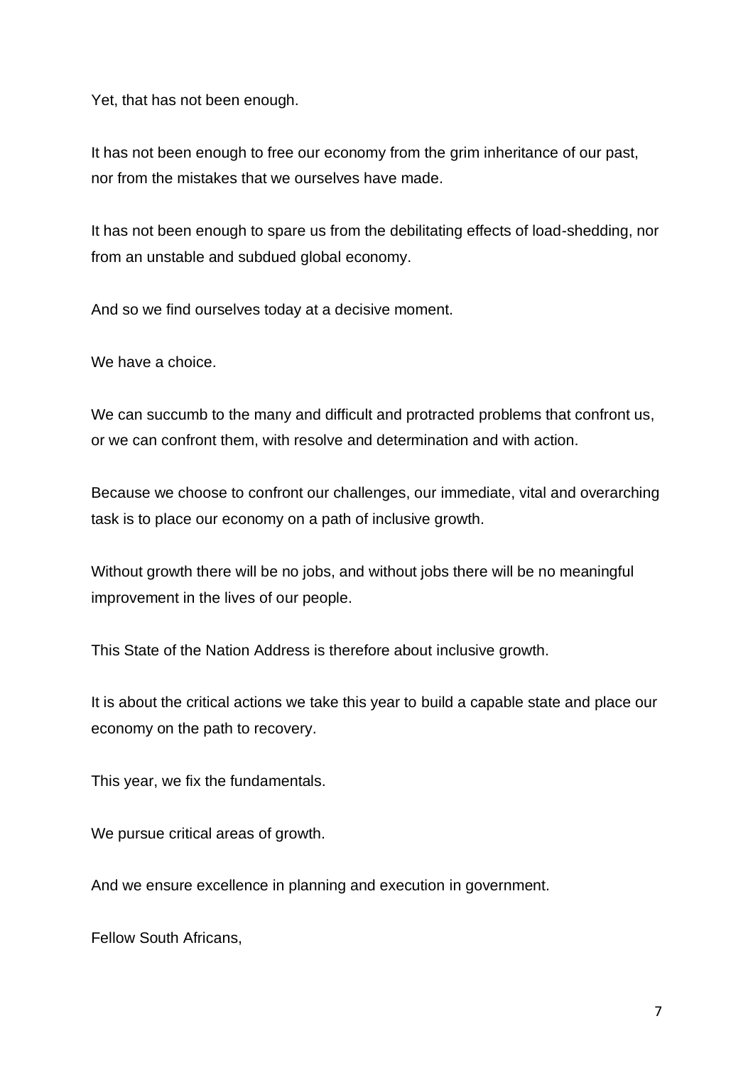Yet, that has not been enough.

It has not been enough to free our economy from the grim inheritance of our past, nor from the mistakes that we ourselves have made.

It has not been enough to spare us from the debilitating effects of load-shedding, nor from an unstable and subdued global economy.

And so we find ourselves today at a decisive moment.

We have a choice.

We can succumb to the many and difficult and protracted problems that confront us, or we can confront them, with resolve and determination and with action.

Because we choose to confront our challenges, our immediate, vital and overarching task is to place our economy on a path of inclusive growth.

Without growth there will be no jobs, and without jobs there will be no meaningful improvement in the lives of our people.

This State of the Nation Address is therefore about inclusive growth.

It is about the critical actions we take this year to build a capable state and place our economy on the path to recovery.

This year, we fix the fundamentals.

We pursue critical areas of growth.

And we ensure excellence in planning and execution in government.

Fellow South Africans,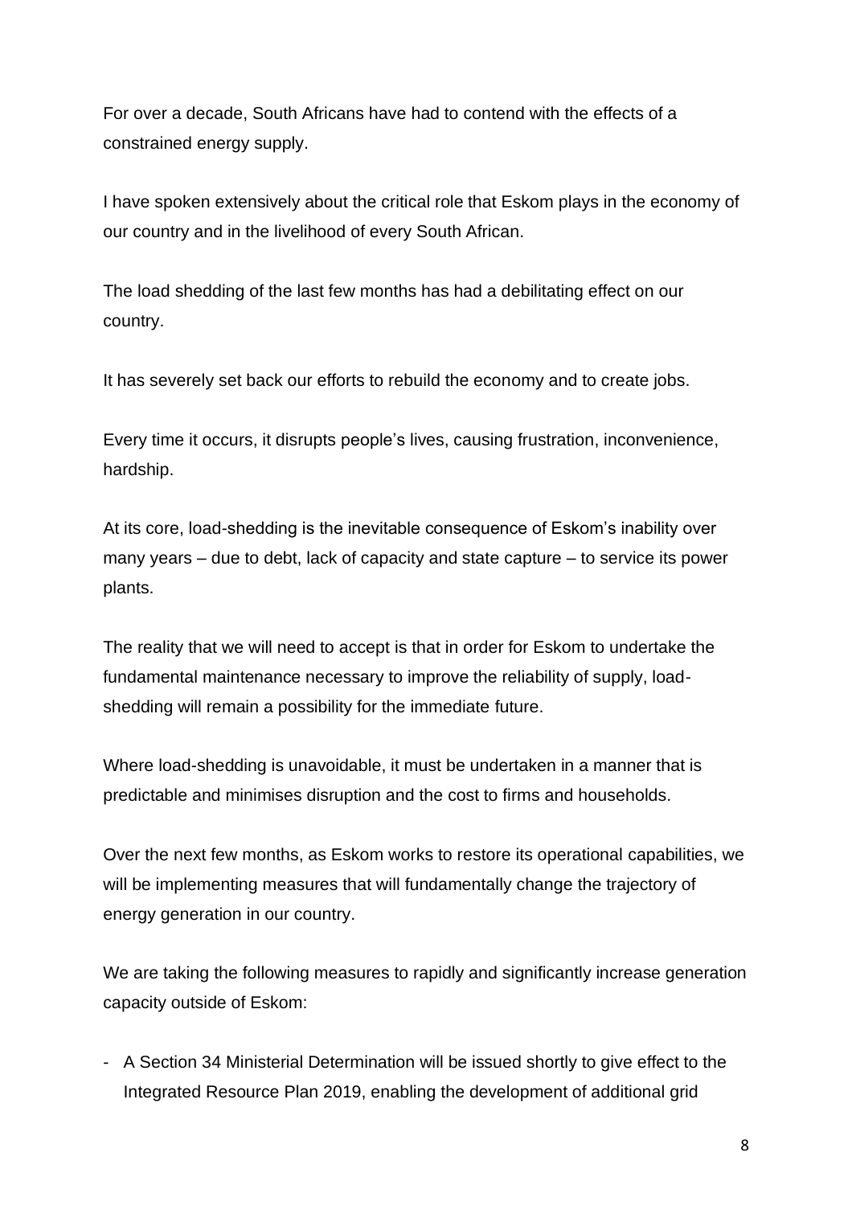For over a decade, South Africans have had to contend with the effects of a constrained energy supply.

I have spoken extensively about the critical role that Eskom plays in the economy of our country and in the livelihood of every South African.

The load shedding of the last few months has had a debilitating effect on our country.

It has severely set back our efforts to rebuild the economy and to create jobs.

Every time it occurs, it disrupts people's lives, causing frustration, inconvenience, hardship.

At its core, load-shedding is the inevitable consequence of Eskom's inability over many years – due to debt, lack of capacity and state capture – to service its power plants.

The reality that we will need to accept is that in order for Eskom to undertake the fundamental maintenance necessary to improve the reliability of supply, load-shedding will remain a possibility for the immediate future.

Where load-shedding is unavoidable, it must be undertaken in a manner that is predictable and minimises disruption and the cost to firms and households.

Over the next few months, as Eskom works to restore its operational capabilities, we will be implementing measures that will fundamentally change the trajectory of energy generation in our country.

We are taking the following measures to rapidly and significantly increase generation capacity outside of Eskom:

- A Section 34 Ministerial Determination will be issued shortly to give effect to the Integrated Resource Plan 2019, enabling the development of additional grid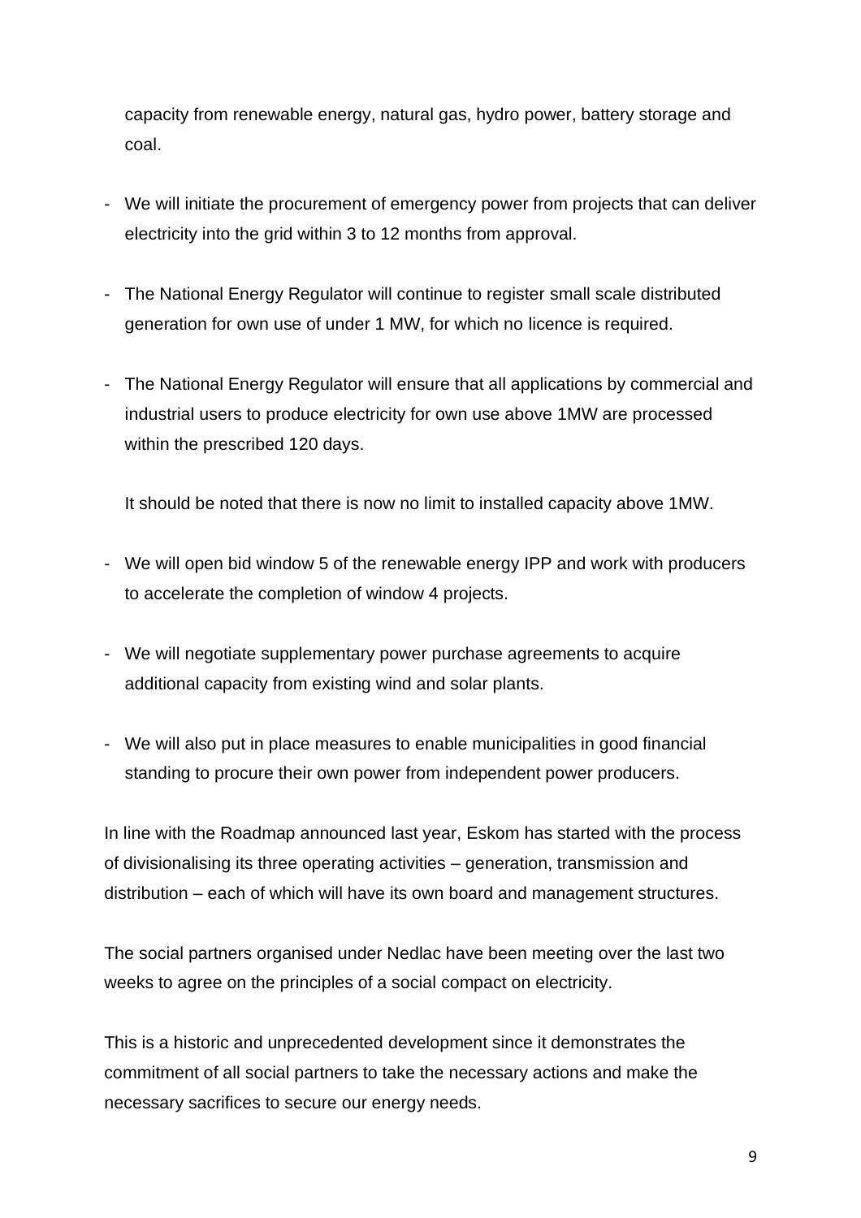capacity from renewable energy, natural gas, hydro power, battery storage and coal.

- We will initiate the procurement of emergency power from projects that can deliver electricity into the grid within 3 to 12 months from approval.

- The National Energy Regulator will continue to register small scale distributed generation for own use of under 1 MW, for which no licence is required.

- The National Energy Regulator will ensure that all applications by commercial and industrial users to produce electricity for own use above 1MW are processed within the prescribed 120 days.

  It should be noted that there is now no limit to installed capacity above 1MW.

- We will open bid window 5 of the renewable energy IPP and work with producers to accelerate the completion of window 4 projects.

- We will negotiate supplementary power purchase agreements to acquire additional capacity from existing wind and solar plants.

- We will also put in place measures to enable municipalities in good financial standing to procure their own power from independent power producers.

In line with the Roadmap announced last year, Eskom has started with the process of divisionalising its three operating activities – generation, transmission and distribution – each of which will have its own board and management structures.

The social partners organised under Nedlac have been meeting over the last two weeks to agree on the principles of a social compact on electricity.

This is a historic and unprecedented development since it demonstrates the commitment of all social partners to take the necessary actions and make the necessary sacrifices to secure our energy needs.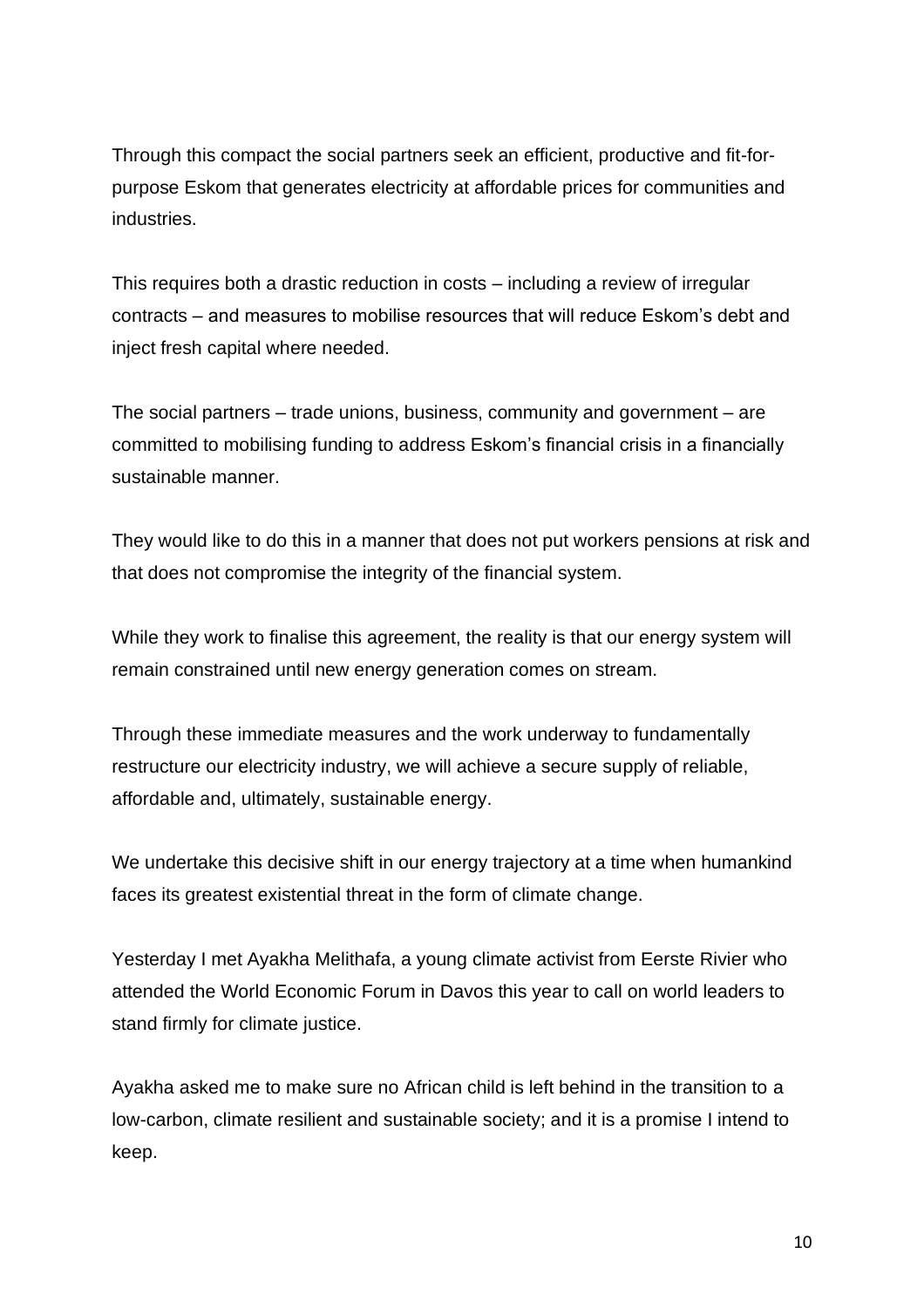Through this compact the social partners seek an efficient, productive and fit-for-purpose Eskom that generates electricity at affordable prices for communities and industries.

This requires both a drastic reduction in costs – including a review of irregular contracts – and measures to mobilise resources that will reduce Eskom's debt and inject fresh capital where needed.

The social partners – trade unions, business, community and government – are committed to mobilising funding to address Eskom's financial crisis in a financially sustainable manner.

They would like to do this in a manner that does not put workers pensions at risk and that does not compromise the integrity of the financial system.

While they work to finalise this agreement, the reality is that our energy system will remain constrained until new energy generation comes on stream.

Through these immediate measures and the work underway to fundamentally restructure our electricity industry, we will achieve a secure supply of reliable, affordable and, ultimately, sustainable energy.

We undertake this decisive shift in our energy trajectory at a time when humankind faces its greatest existential threat in the form of climate change.

Yesterday I met Ayakha Melithafa, a young climate activist from Eerste Rivier who attended the World Economic Forum in Davos this year to call on world leaders to stand firmly for climate justice.

Ayakha asked me to make sure no African child is left behind in the transition to a low-carbon, climate resilient and sustainable society; and it is a promise I intend to keep.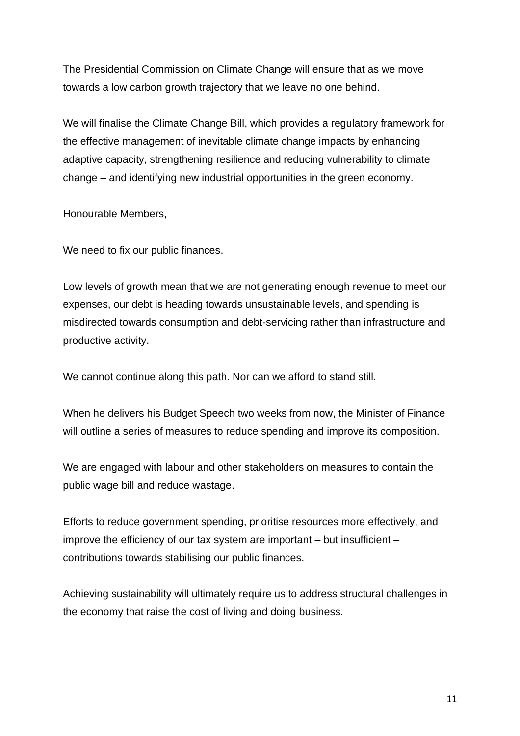The Presidential Commission on Climate Change will ensure that as we move towards a low carbon growth trajectory that we leave no one behind.

We will finalise the Climate Change Bill, which provides a regulatory framework for the effective management of inevitable climate change impacts by enhancing adaptive capacity, strengthening resilience and reducing vulnerability to climate change – and identifying new industrial opportunities in the green economy.

Honourable Members,

We need to fix our public finances.

Low levels of growth mean that we are not generating enough revenue to meet our expenses, our debt is heading towards unsustainable levels, and spending is misdirected towards consumption and debt-servicing rather than infrastructure and productive activity.

We cannot continue along this path. Nor can we afford to stand still.

When he delivers his Budget Speech two weeks from now, the Minister of Finance will outline a series of measures to reduce spending and improve its composition.

We are engaged with labour and other stakeholders on measures to contain the public wage bill and reduce wastage.

Efforts to reduce government spending, prioritise resources more effectively, and improve the efficiency of our tax system are important – but insufficient – contributions towards stabilising our public finances.

Achieving sustainability will ultimately require us to address structural challenges in the economy that raise the cost of living and doing business.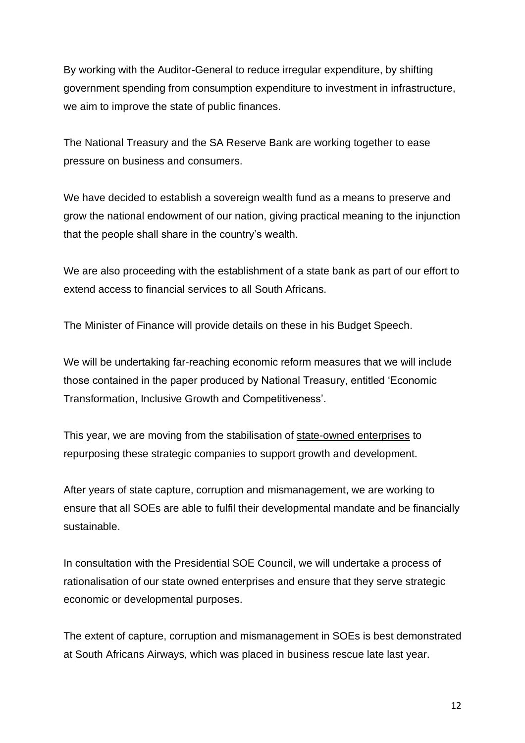By working with the Auditor-General to reduce irregular expenditure, by shifting government spending from consumption expenditure to investment in infrastructure, we aim to improve the state of public finances.

The National Treasury and the SA Reserve Bank are working together to ease pressure on business and consumers.

We have decided to establish a sovereign wealth fund as a means to preserve and grow the national endowment of our nation, giving practical meaning to the injunction that the people shall share in the country's wealth.

We are also proceeding with the establishment of a state bank as part of our effort to extend access to financial services to all South Africans.

The Minister of Finance will provide details on these in his Budget Speech.

We will be undertaking far-reaching economic reform measures that we will include those contained in the paper produced by National Treasury, entitled 'Economic Transformation, Inclusive Growth and Competitiveness'.

This year, we are moving from the stabilisation of state-owned enterprises to repurposing these strategic companies to support growth and development.

After years of state capture, corruption and mismanagement, we are working to ensure that all SOEs are able to fulfil their developmental mandate and be financially sustainable.

In consultation with the Presidential SOE Council, we will undertake a process of rationalisation of our state owned enterprises and ensure that they serve strategic economic or developmental purposes.

The extent of capture, corruption and mismanagement in SOEs is best demonstrated at South Africans Airways, which was placed in business rescue late last year.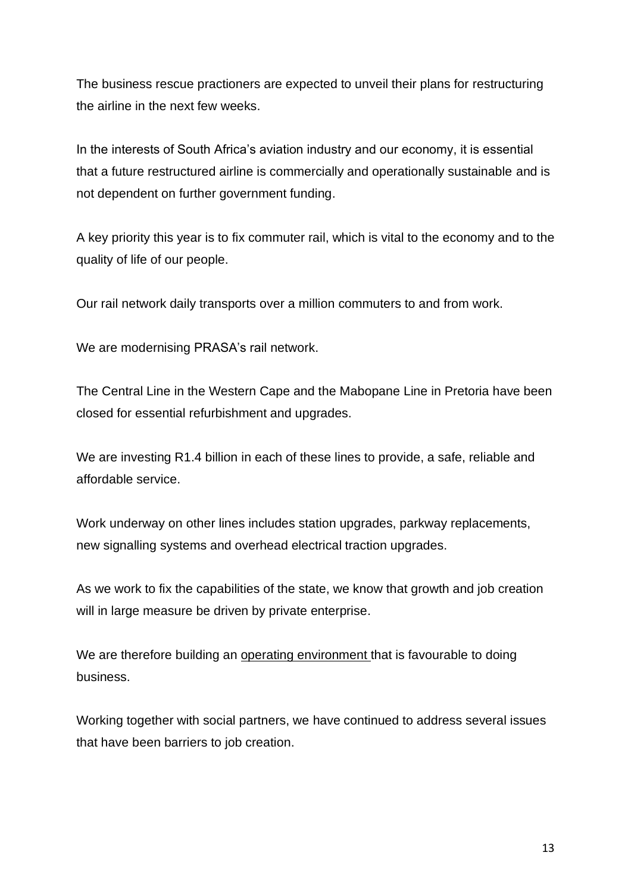The business rescue practioners are expected to unveil their plans for restructuring the airline in the next few weeks.

In the interests of South Africa's aviation industry and our economy, it is essential that a future restructured airline is commercially and operationally sustainable and is not dependent on further government funding.

A key priority this year is to fix commuter rail, which is vital to the economy and to the quality of life of our people.

Our rail network daily transports over a million commuters to and from work.

We are modernising PRASA's rail network.

The Central Line in the Western Cape and the Mabopane Line in Pretoria have been closed for essential refurbishment and upgrades.

We are investing R1.4 billion in each of these lines to provide, a safe, reliable and affordable service.

Work underway on other lines includes station upgrades, parkway replacements, new signalling systems and overhead electrical traction upgrades.

As we work to fix the capabilities of the state, we know that growth and job creation will in large measure be driven by private enterprise.

We are therefore building an operating environment that is favourable to doing business.

Working together with social partners, we have continued to address several issues that have been barriers to job creation.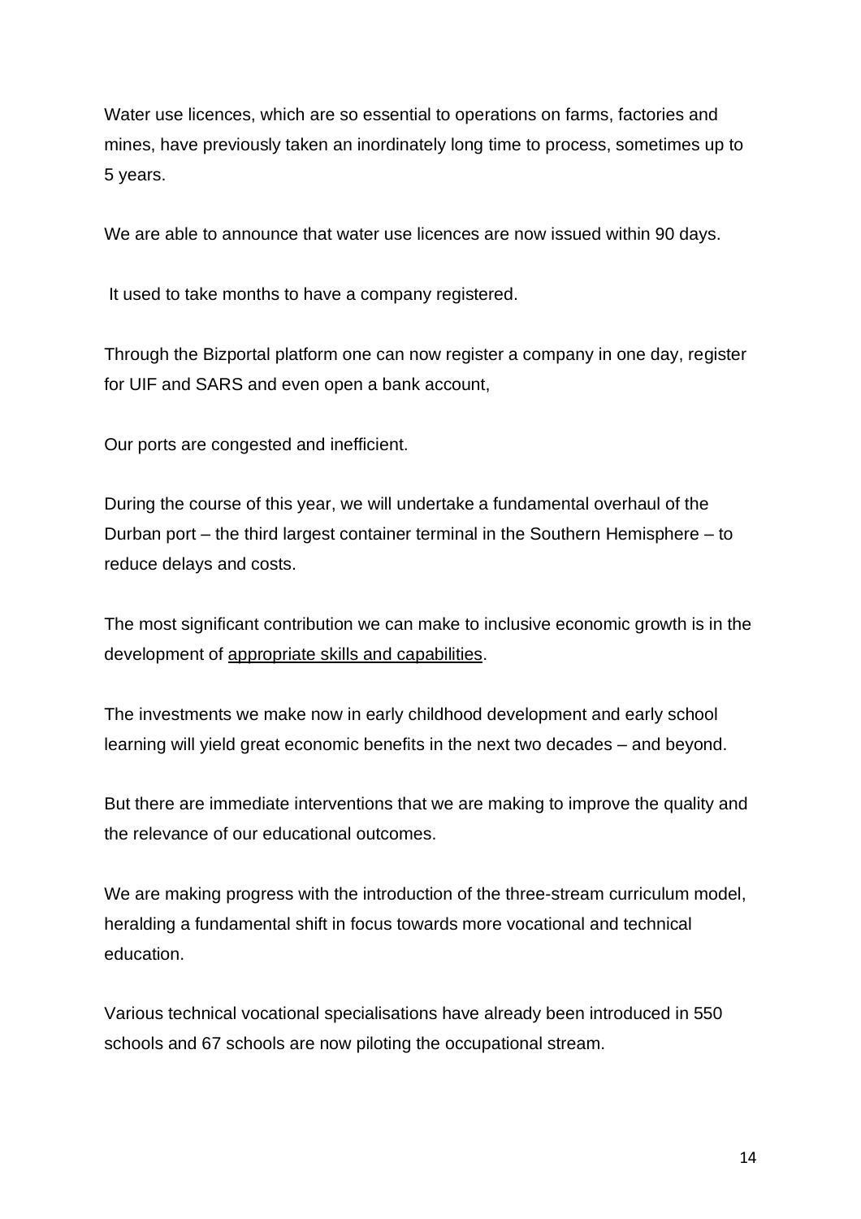Water use licences, which are so essential to operations on farms, factories and mines, have previously taken an inordinately long time to process, sometimes up to 5 years.

We are able to announce that water use licences are now issued within 90 days.

It used to take months to have a company registered.

Through the Bizportal platform one can now register a company in one day, register for UIF and SARS and even open a bank account,

Our ports are congested and inefficient.

During the course of this year, we will undertake a fundamental overhaul of the Durban port – the third largest container terminal in the Southern Hemisphere – to reduce delays and costs.

The most significant contribution we can make to inclusive economic growth is in the development of <u>appropriate skills and capabilities</u>.

The investments we make now in early childhood development and early school learning will yield great economic benefits in the next two decades – and beyond.

But there are immediate interventions that we are making to improve the quality and the relevance of our educational outcomes.

We are making progress with the introduction of the three-stream curriculum model, heralding a fundamental shift in focus towards more vocational and technical education.

Various technical vocational specialisations have already been introduced in 550 schools and 67 schools are now piloting the occupational stream.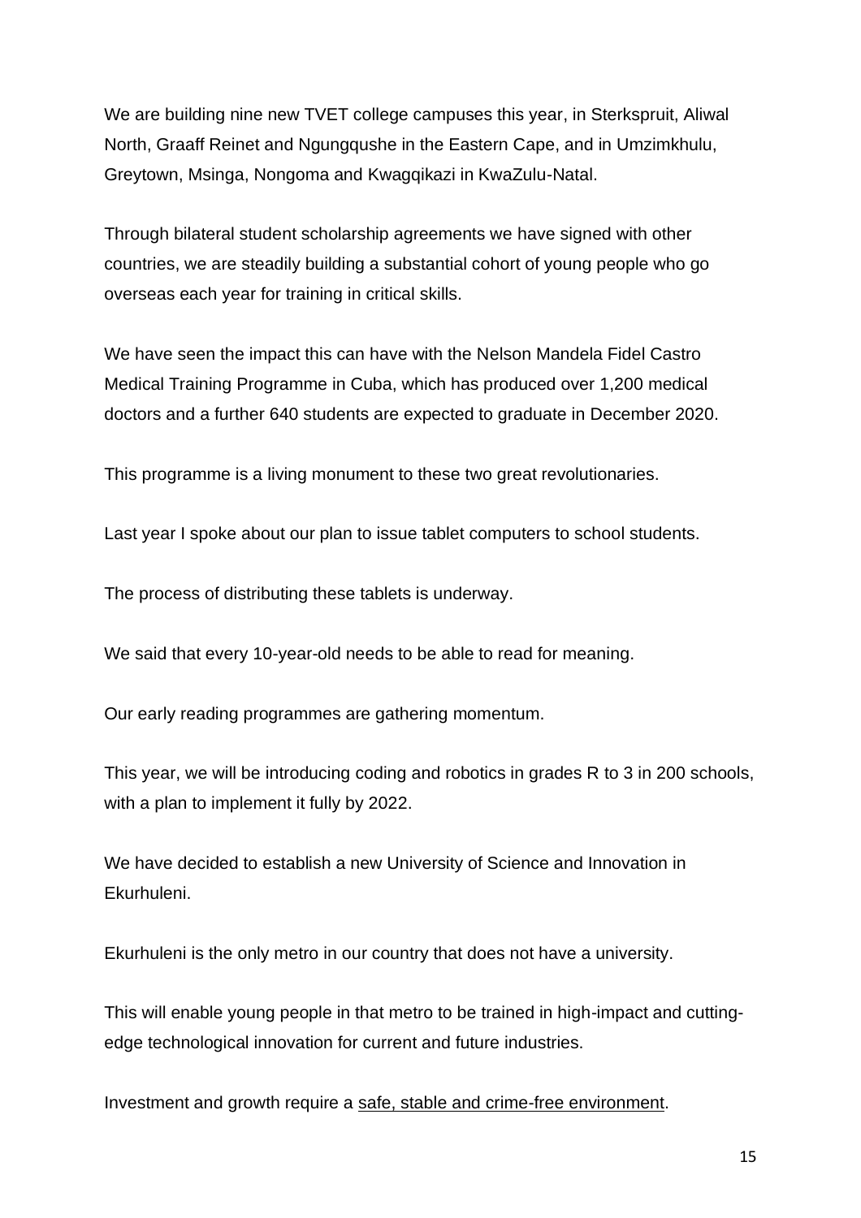We are building nine new TVET college campuses this year, in Sterkspruit, Aliwal North, Graaff Reinet and Ngungqushe in the Eastern Cape, and in Umzimkhulu, Greytown, Msinga, Nongoma and Kwagqikazi in KwaZulu-Natal.

Through bilateral student scholarship agreements we have signed with other countries, we are steadily building a substantial cohort of young people who go overseas each year for training in critical skills.

We have seen the impact this can have with the Nelson Mandela Fidel Castro Medical Training Programme in Cuba, which has produced over 1,200 medical doctors and a further 640 students are expected to graduate in December 2020.

This programme is a living monument to these two great revolutionaries.

Last year I spoke about our plan to issue tablet computers to school students.

The process of distributing these tablets is underway.

We said that every 10-year-old needs to be able to read for meaning.

Our early reading programmes are gathering momentum.

This year, we will be introducing coding and robotics in grades R to 3 in 200 schools, with a plan to implement it fully by 2022.

We have decided to establish a new University of Science and Innovation in Ekurhuleni.

Ekurhuleni is the only metro in our country that does not have a university.

This will enable young people in that metro to be trained in high-impact and cutting-edge technological innovation for current and future industries.

Investment and growth require a <u>safe, stable and crime-free environment</u>.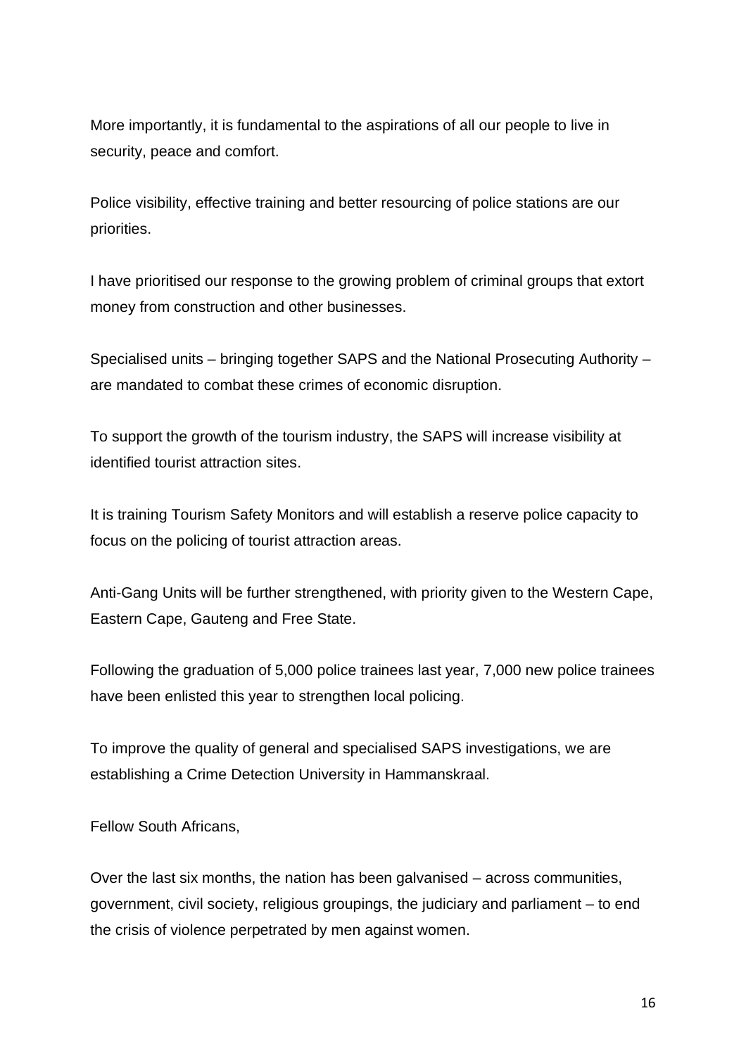More importantly, it is fundamental to the aspirations of all our people to live in security, peace and comfort.

Police visibility, effective training and better resourcing of police stations are our priorities.

I have prioritised our response to the growing problem of criminal groups that extort money from construction and other businesses.

Specialised units – bringing together SAPS and the National Prosecuting Authority – are mandated to combat these crimes of economic disruption.

To support the growth of the tourism industry, the SAPS will increase visibility at identified tourist attraction sites.

It is training Tourism Safety Monitors and will establish a reserve police capacity to focus on the policing of tourist attraction areas.

Anti-Gang Units will be further strengthened, with priority given to the Western Cape, Eastern Cape, Gauteng and Free State.

Following the graduation of 5,000 police trainees last year, 7,000 new police trainees have been enlisted this year to strengthen local policing.

To improve the quality of general and specialised SAPS investigations, we are establishing a Crime Detection University in Hammanskraal.

Fellow South Africans,

Over the last six months, the nation has been galvanised – across communities, government, civil society, religious groupings, the judiciary and parliament – to end the crisis of violence perpetrated by men against women.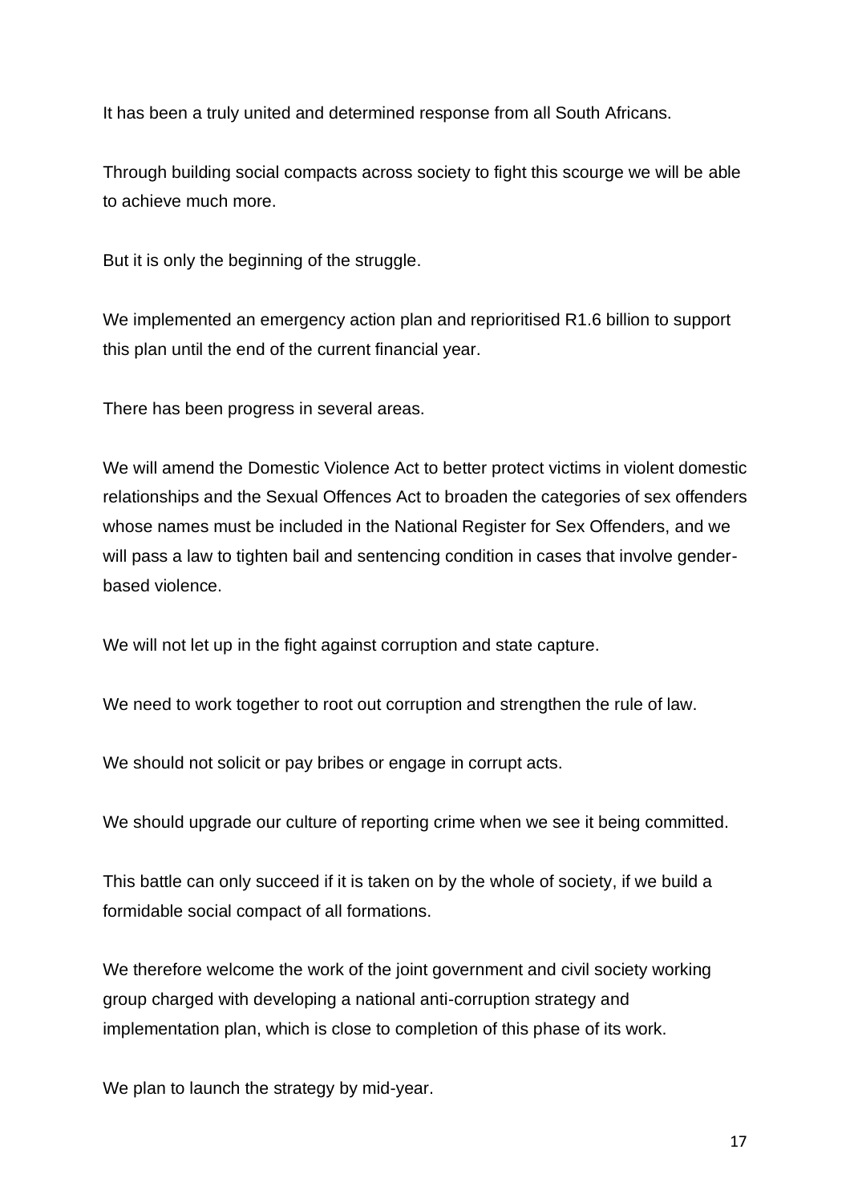It has been a truly united and determined response from all South Africans.

Through building social compacts across society to fight this scourge we will be able to achieve much more.

But it is only the beginning of the struggle.

We implemented an emergency action plan and reprioritised R1.6 billion to support this plan until the end of the current financial year.

There has been progress in several areas.

We will amend the Domestic Violence Act to better protect victims in violent domestic relationships and the Sexual Offences Act to broaden the categories of sex offenders whose names must be included in the National Register for Sex Offenders, and we will pass a law to tighten bail and sentencing condition in cases that involve gender-based violence.

We will not let up in the fight against corruption and state capture.

We need to work together to root out corruption and strengthen the rule of law.

We should not solicit or pay bribes or engage in corrupt acts.

We should upgrade our culture of reporting crime when we see it being committed.

This battle can only succeed if it is taken on by the whole of society, if we build a formidable social compact of all formations.

We therefore welcome the work of the joint government and civil society working group charged with developing a national anti-corruption strategy and implementation plan, which is close to completion of this phase of its work.

We plan to launch the strategy by mid-year.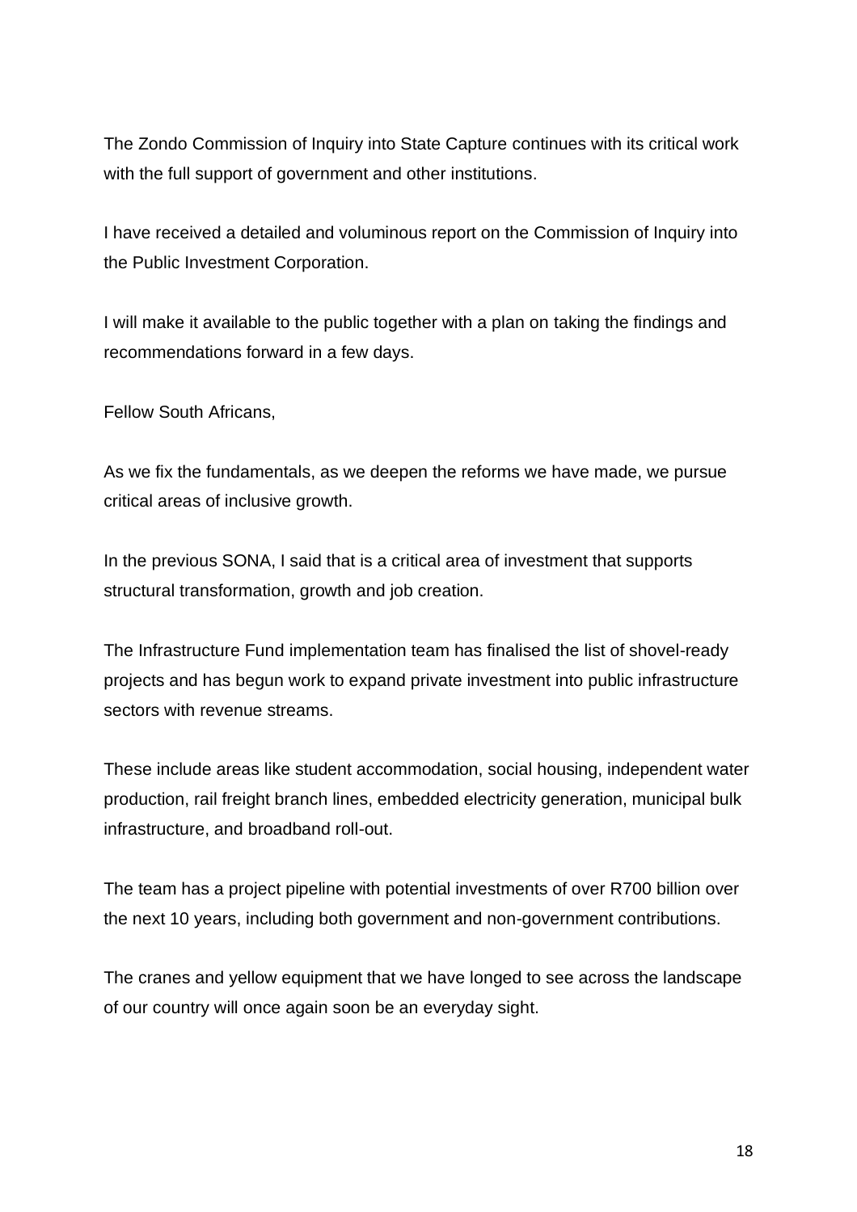The Zondo Commission of Inquiry into State Capture continues with its critical work with the full support of government and other institutions.

I have received a detailed and voluminous report on the Commission of Inquiry into the Public Investment Corporation.

I will make it available to the public together with a plan on taking the findings and recommendations forward in a few days.

Fellow South Africans,

As we fix the fundamentals, as we deepen the reforms we have made, we pursue critical areas of inclusive growth.

In the previous SONA, I said that is a critical area of investment that supports structural transformation, growth and job creation.

The Infrastructure Fund implementation team has finalised the list of shovel-ready projects and has begun work to expand private investment into public infrastructure sectors with revenue streams.

These include areas like student accommodation, social housing, independent water production, rail freight branch lines, embedded electricity generation, municipal bulk infrastructure, and broadband roll-out.

The team has a project pipeline with potential investments of over R700 billion over the next 10 years, including both government and non-government contributions.

The cranes and yellow equipment that we have longed to see across the landscape of our country will once again soon be an everyday sight.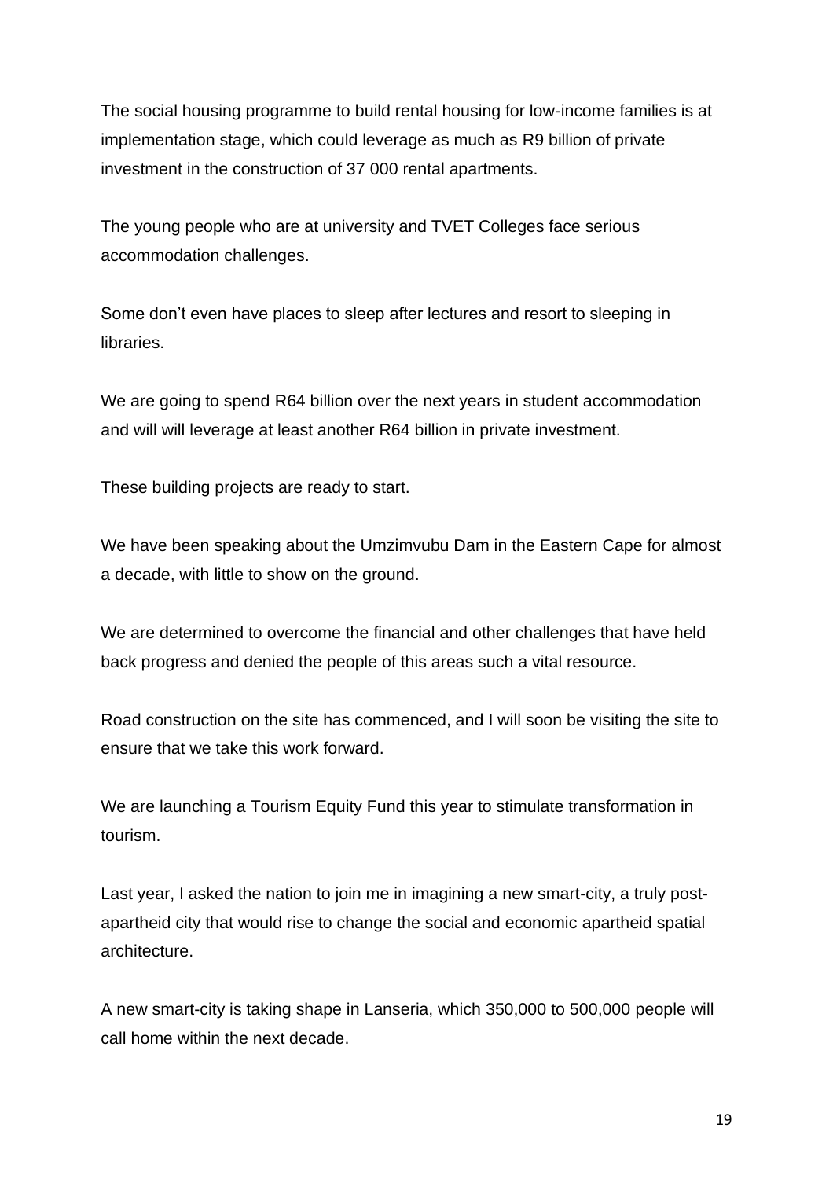The social housing programme to build rental housing for low-income families is at implementation stage, which could leverage as much as R9 billion of private investment in the construction of 37 000 rental apartments.

The young people who are at university and TVET Colleges face serious accommodation challenges.

Some don't even have places to sleep after lectures and resort to sleeping in libraries.

We are going to spend R64 billion over the next years in student accommodation and will will leverage at least another R64 billion in private investment.

These building projects are ready to start.

We have been speaking about the Umzimvubu Dam in the Eastern Cape for almost a decade, with little to show on the ground.

We are determined to overcome the financial and other challenges that have held back progress and denied the people of this areas such a vital resource.

Road construction on the site has commenced, and I will soon be visiting the site to ensure that we take this work forward.

We are launching a Tourism Equity Fund this year to stimulate transformation in tourism.

Last year, I asked the nation to join me in imagining a new smart-city, a truly post-apartheid city that would rise to change the social and economic apartheid spatial architecture.

A new smart-city is taking shape in Lanseria, which 350,000 to 500,000 people will call home within the next decade.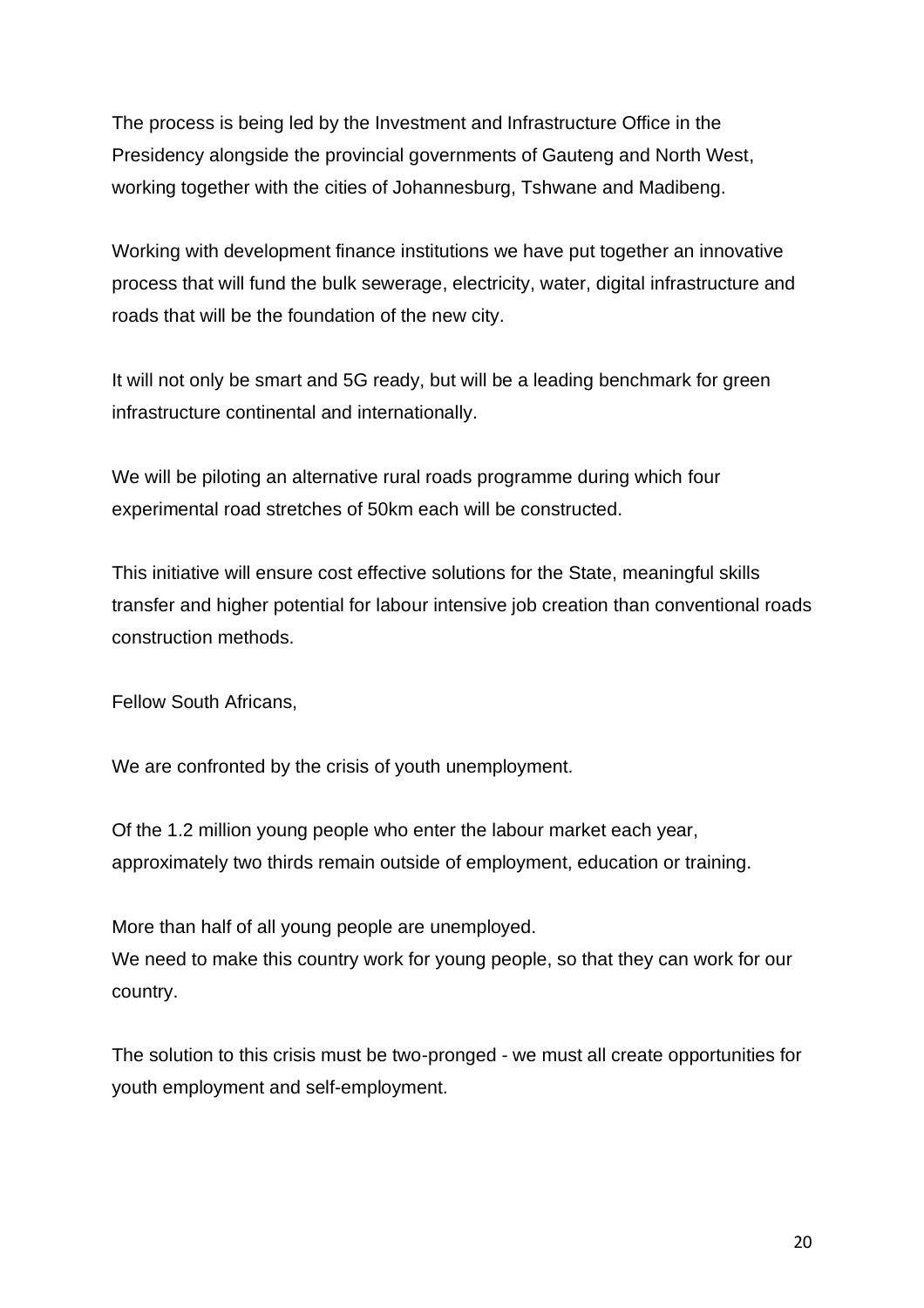The process is being led by the Investment and Infrastructure Office in the Presidency alongside the provincial governments of Gauteng and North West, working together with the cities of Johannesburg, Tshwane and Madibeng.

Working with development finance institutions we have put together an innovative process that will fund the bulk sewerage, electricity, water, digital infrastructure and roads that will be the foundation of the new city.

It will not only be smart and 5G ready, but will be a leading benchmark for green infrastructure continental and internationally.

We will be piloting an alternative rural roads programme during which four experimental road stretches of 50km each will be constructed.

This initiative will ensure cost effective solutions for the State, meaningful skills transfer and higher potential for labour intensive job creation than conventional roads construction methods.

Fellow South Africans,

We are confronted by the crisis of youth unemployment.

Of the 1.2 million young people who enter the labour market each year, approximately two thirds remain outside of employment, education or training.

More than half of all young people are unemployed.
We need to make this country work for young people, so that they can work for our country.

The solution to this crisis must be two-pronged - we must all create opportunities for youth employment and self-employment.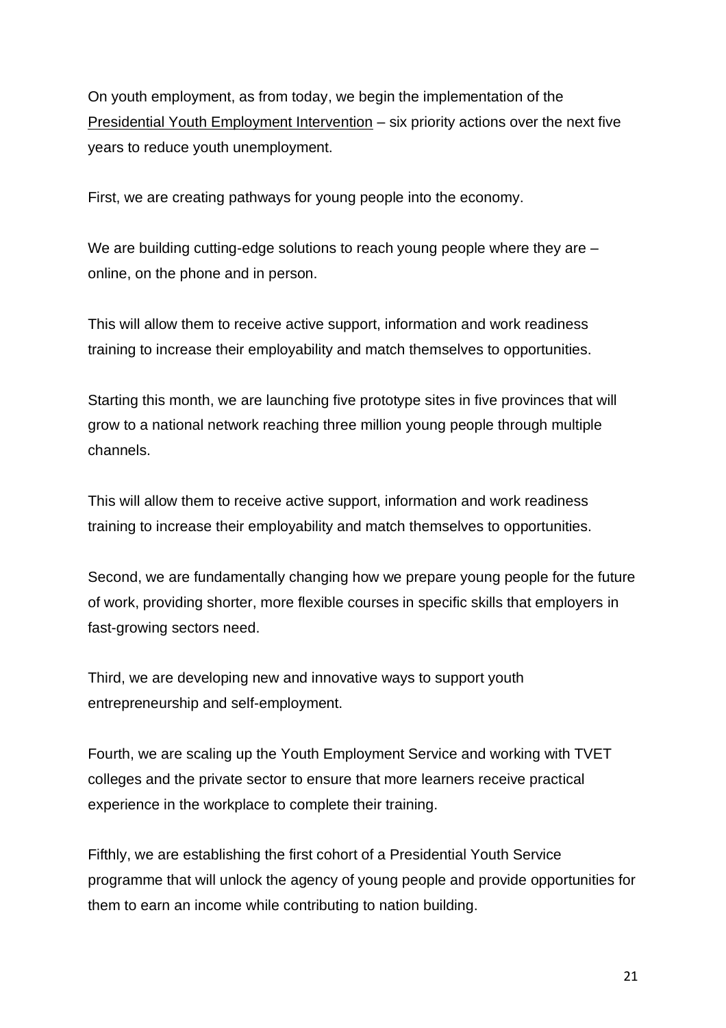On youth employment, as from today, we begin the implementation of the Presidential Youth Employment Intervention – six priority actions over the next five years to reduce youth unemployment.

First, we are creating pathways for young people into the economy.

We are building cutting-edge solutions to reach young people where they are – online, on the phone and in person.

This will allow them to receive active support, information and work readiness training to increase their employability and match themselves to opportunities.

Starting this month, we are launching five prototype sites in five provinces that will grow to a national network reaching three million young people through multiple channels.

This will allow them to receive active support, information and work readiness training to increase their employability and match themselves to opportunities.

Second, we are fundamentally changing how we prepare young people for the future of work, providing shorter, more flexible courses in specific skills that employers in fast-growing sectors need.

Third, we are developing new and innovative ways to support youth entrepreneurship and self-employment.

Fourth, we are scaling up the Youth Employment Service and working with TVET colleges and the private sector to ensure that more learners receive practical experience in the workplace to complete their training.

Fifthly, we are establishing the first cohort of a Presidential Youth Service programme that will unlock the agency of young people and provide opportunities for them to earn an income while contributing to nation building.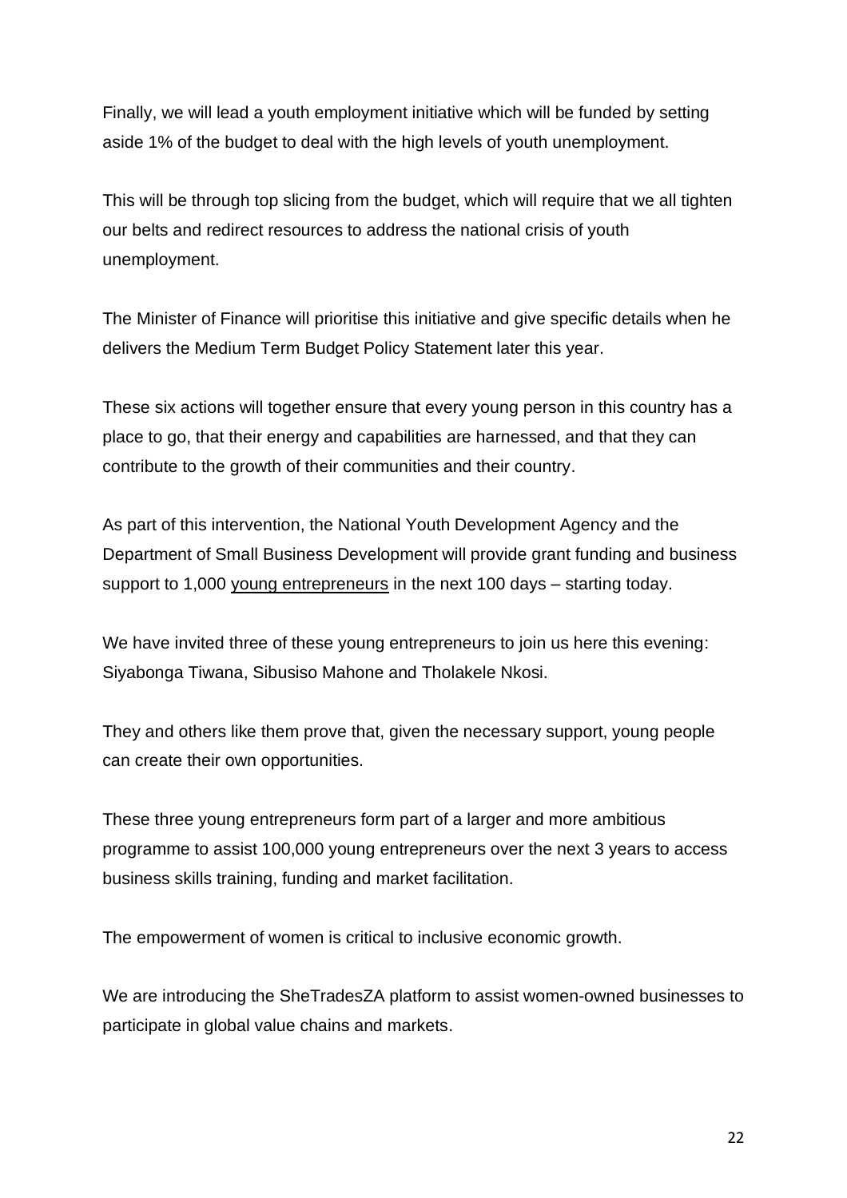Finally, we will lead a youth employment initiative which will be funded by setting aside 1% of the budget to deal with the high levels of youth unemployment.

This will be through top slicing from the budget, which will require that we all tighten our belts and redirect resources to address the national crisis of youth unemployment.

The Minister of Finance will prioritise this initiative and give specific details when he delivers the Medium Term Budget Policy Statement later this year.

These six actions will together ensure that every young person in this country has a place to go, that their energy and capabilities are harnessed, and that they can contribute to the growth of their communities and their country.

As part of this intervention, the National Youth Development Agency and the Department of Small Business Development will provide grant funding and business support to 1,000 young entrepreneurs in the next 100 days – starting today.

We have invited three of these young entrepreneurs to join us here this evening: Siyabonga Tiwana, Sibusiso Mahone and Tholakele Nkosi.

They and others like them prove that, given the necessary support, young people can create their own opportunities.

These three young entrepreneurs form part of a larger and more ambitious programme to assist 100,000 young entrepreneurs over the next 3 years to access business skills training, funding and market facilitation.

The empowerment of women is critical to inclusive economic growth.

We are introducing the SheTradesZA platform to assist women-owned businesses to participate in global value chains and markets.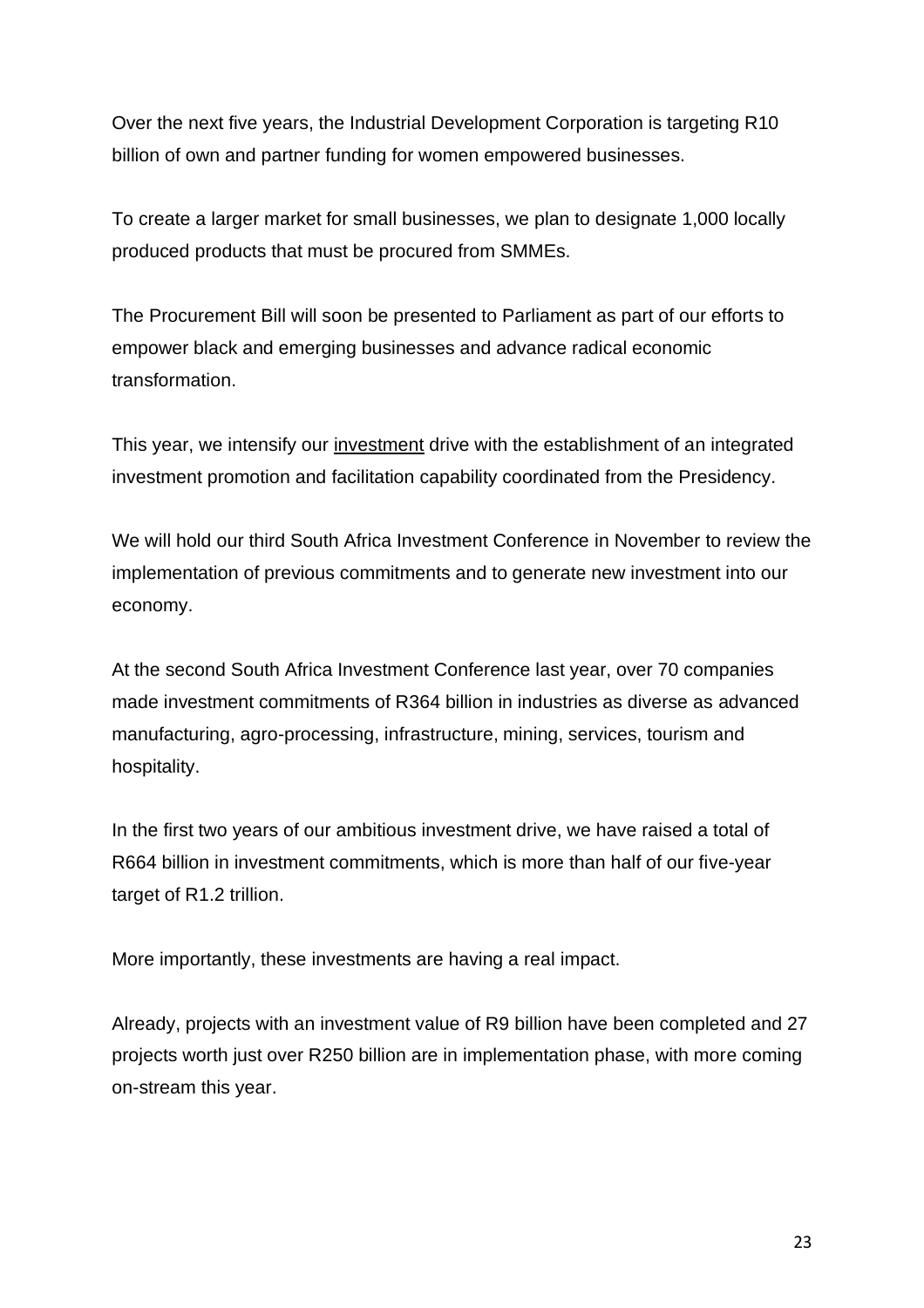Over the next five years, the Industrial Development Corporation is targeting R10 billion of own and partner funding for women empowered businesses.

To create a larger market for small businesses, we plan to designate 1,000 locally produced products that must be procured from SMMEs.

The Procurement Bill will soon be presented to Parliament as part of our efforts to empower black and emerging businesses and advance radical economic transformation.

This year, we intensify our investment drive with the establishment of an integrated investment promotion and facilitation capability coordinated from the Presidency.

We will hold our third South Africa Investment Conference in November to review the implementation of previous commitments and to generate new investment into our economy.

At the second South Africa Investment Conference last year, over 70 companies made investment commitments of R364 billion in industries as diverse as advanced manufacturing, agro-processing, infrastructure, mining, services, tourism and hospitality.

In the first two years of our ambitious investment drive, we have raised a total of R664 billion in investment commitments, which is more than half of our five-year target of R1.2 trillion.

More importantly, these investments are having a real impact.

Already, projects with an investment value of R9 billion have been completed and 27 projects worth just over R250 billion are in implementation phase, with more coming on-stream this year.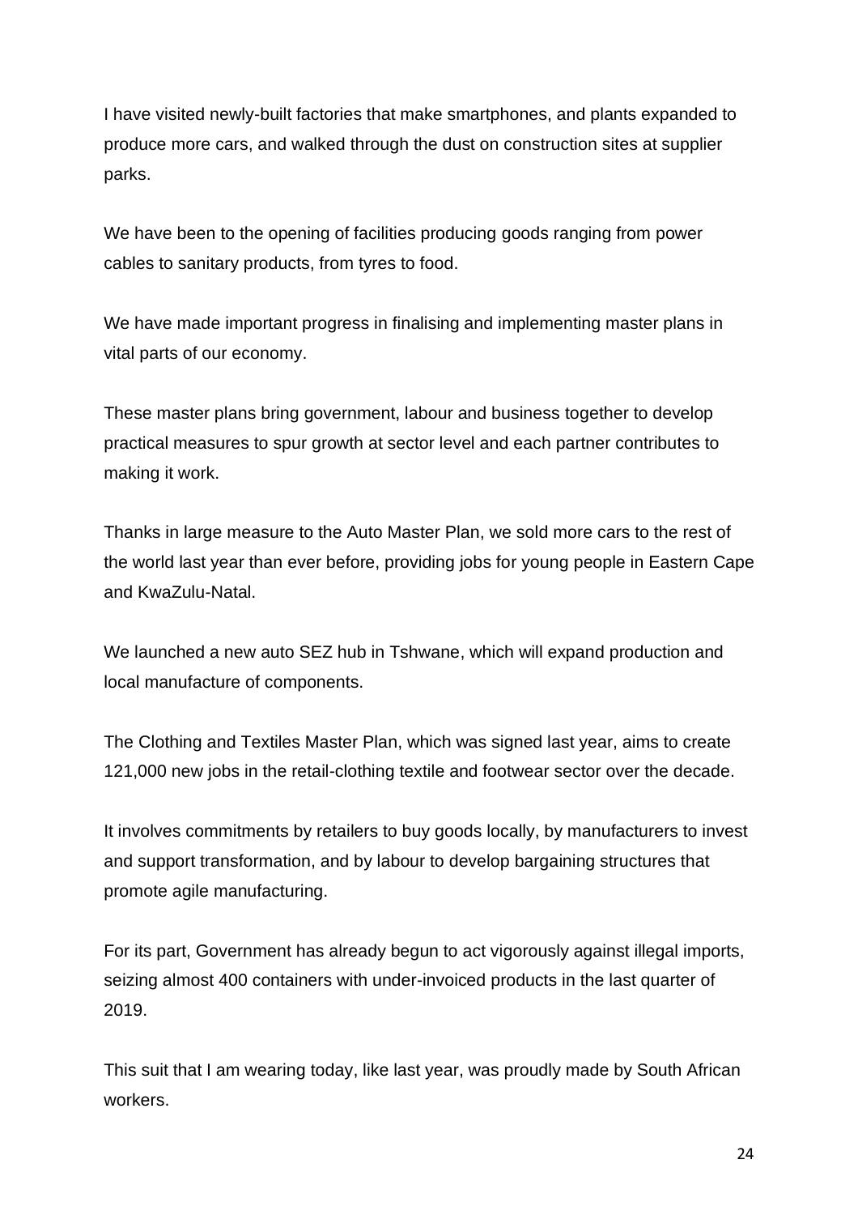I have visited newly-built factories that make smartphones, and plants expanded to produce more cars, and walked through the dust on construction sites at supplier parks.

We have been to the opening of facilities producing goods ranging from power cables to sanitary products, from tyres to food.

We have made important progress in finalising and implementing master plans in vital parts of our economy.

These master plans bring government, labour and business together to develop practical measures to spur growth at sector level and each partner contributes to making it work.

Thanks in large measure to the Auto Master Plan, we sold more cars to the rest of the world last year than ever before, providing jobs for young people in Eastern Cape and KwaZulu-Natal.

We launched a new auto SEZ hub in Tshwane, which will expand production and local manufacture of components.

The Clothing and Textiles Master Plan, which was signed last year, aims to create 121,000 new jobs in the retail-clothing textile and footwear sector over the decade.

It involves commitments by retailers to buy goods locally, by manufacturers to invest and support transformation, and by labour to develop bargaining structures that promote agile manufacturing.

For its part, Government has already begun to act vigorously against illegal imports, seizing almost 400 containers with under-invoiced products in the last quarter of 2019.

This suit that I am wearing today, like last year, was proudly made by South African workers.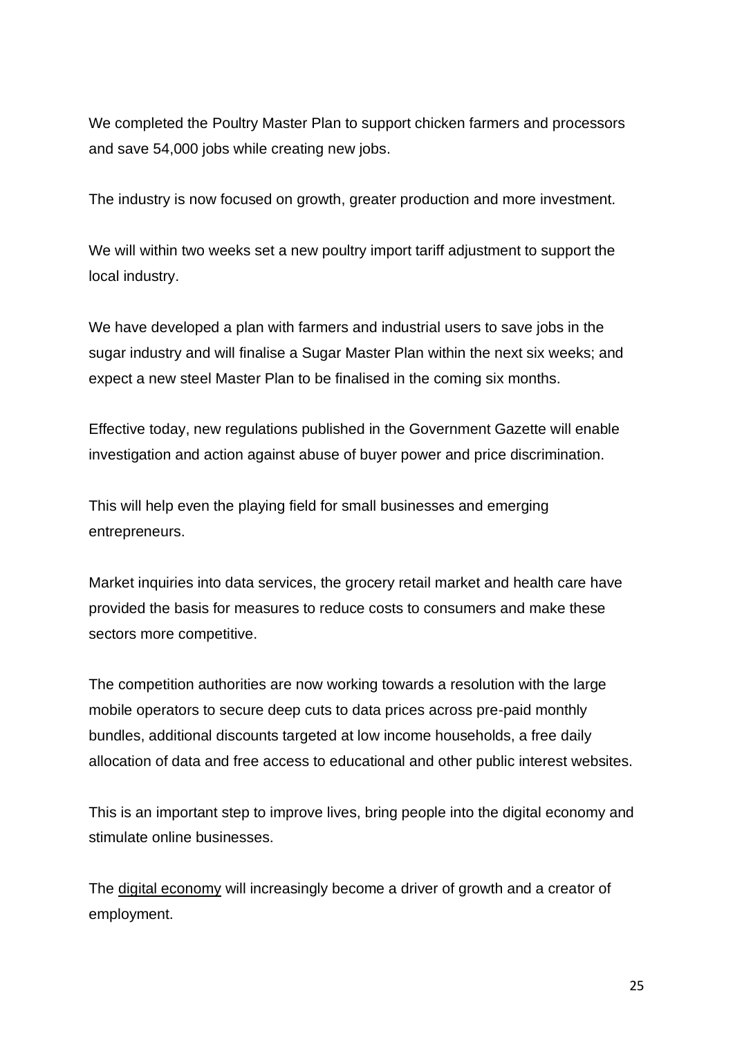We completed the Poultry Master Plan to support chicken farmers and processors and save 54,000 jobs while creating new jobs.

The industry is now focused on growth, greater production and more investment.

We will within two weeks set a new poultry import tariff adjustment to support the local industry.

We have developed a plan with farmers and industrial users to save jobs in the sugar industry and will finalise a Sugar Master Plan within the next six weeks; and expect a new steel Master Plan to be finalised in the coming six months.

Effective today, new regulations published in the Government Gazette will enable investigation and action against abuse of buyer power and price discrimination.

This will help even the playing field for small businesses and emerging entrepreneurs.

Market inquiries into data services, the grocery retail market and health care have provided the basis for measures to reduce costs to consumers and make these sectors more competitive.

The competition authorities are now working towards a resolution with the large mobile operators to secure deep cuts to data prices across pre-paid monthly bundles, additional discounts targeted at low income households, a free daily allocation of data and free access to educational and other public interest websites.

This is an important step to improve lives, bring people into the digital economy and stimulate online businesses.

The digital economy will increasingly become a driver of growth and a creator of employment.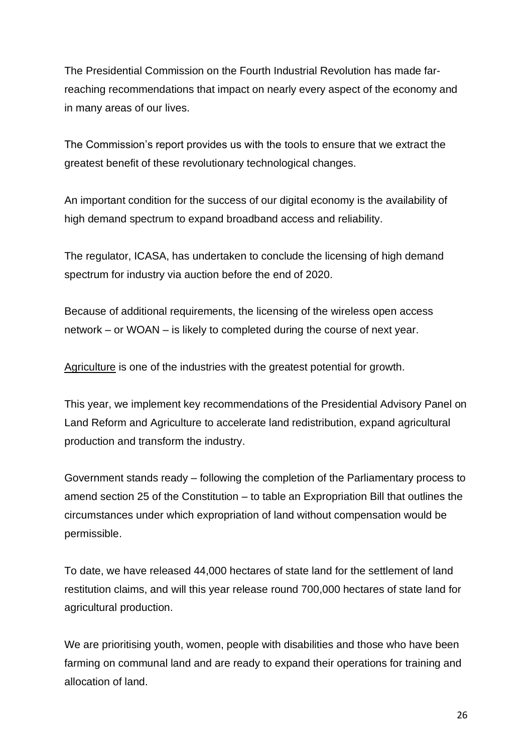The Presidential Commission on the Fourth Industrial Revolution has made far-reaching recommendations that impact on nearly every aspect of the economy and in many areas of our lives.

The Commission's report provides us with the tools to ensure that we extract the greatest benefit of these revolutionary technological changes.

An important condition for the success of our digital economy is the availability of high demand spectrum to expand broadband access and reliability.

The regulator, ICASA, has undertaken to conclude the licensing of high demand spectrum for industry via auction before the end of 2020.

Because of additional requirements, the licensing of the wireless open access network – or WOAN – is likely to completed during the course of next year.

Agriculture is one of the industries with the greatest potential for growth.

This year, we implement key recommendations of the Presidential Advisory Panel on Land Reform and Agriculture to accelerate land redistribution, expand agricultural production and transform the industry.

Government stands ready – following the completion of the Parliamentary process to amend section 25 of the Constitution – to table an Expropriation Bill that outlines the circumstances under which expropriation of land without compensation would be permissible.

To date, we have released 44,000 hectares of state land for the settlement of land restitution claims, and will this year release round 700,000 hectares of state land for agricultural production.

We are prioritising youth, women, people with disabilities and those who have been farming on communal land and are ready to expand their operations for training and allocation of land.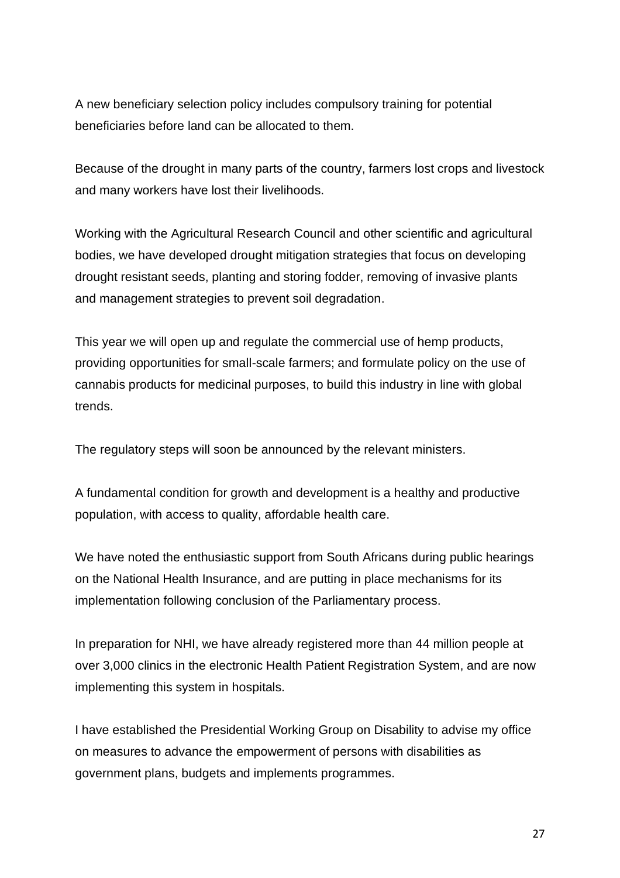A new beneficiary selection policy includes compulsory training for potential beneficiaries before land can be allocated to them.

Because of the drought in many parts of the country, farmers lost crops and livestock and many workers have lost their livelihoods.

Working with the Agricultural Research Council and other scientific and agricultural bodies, we have developed drought mitigation strategies that focus on developing drought resistant seeds, planting and storing fodder, removing of invasive plants and management strategies to prevent soil degradation.

This year we will open up and regulate the commercial use of hemp products, providing opportunities for small-scale farmers; and formulate policy on the use of cannabis products for medicinal purposes, to build this industry in line with global trends.

The regulatory steps will soon be announced by the relevant ministers.

A fundamental condition for growth and development is a healthy and productive population, with access to quality, affordable health care.

We have noted the enthusiastic support from South Africans during public hearings on the National Health Insurance, and are putting in place mechanisms for its implementation following conclusion of the Parliamentary process.

In preparation for NHI, we have already registered more than 44 million people at over 3,000 clinics in the electronic Health Patient Registration System, and are now implementing this system in hospitals.

I have established the Presidential Working Group on Disability to advise my office on measures to advance the empowerment of persons with disabilities as government plans, budgets and implements programmes.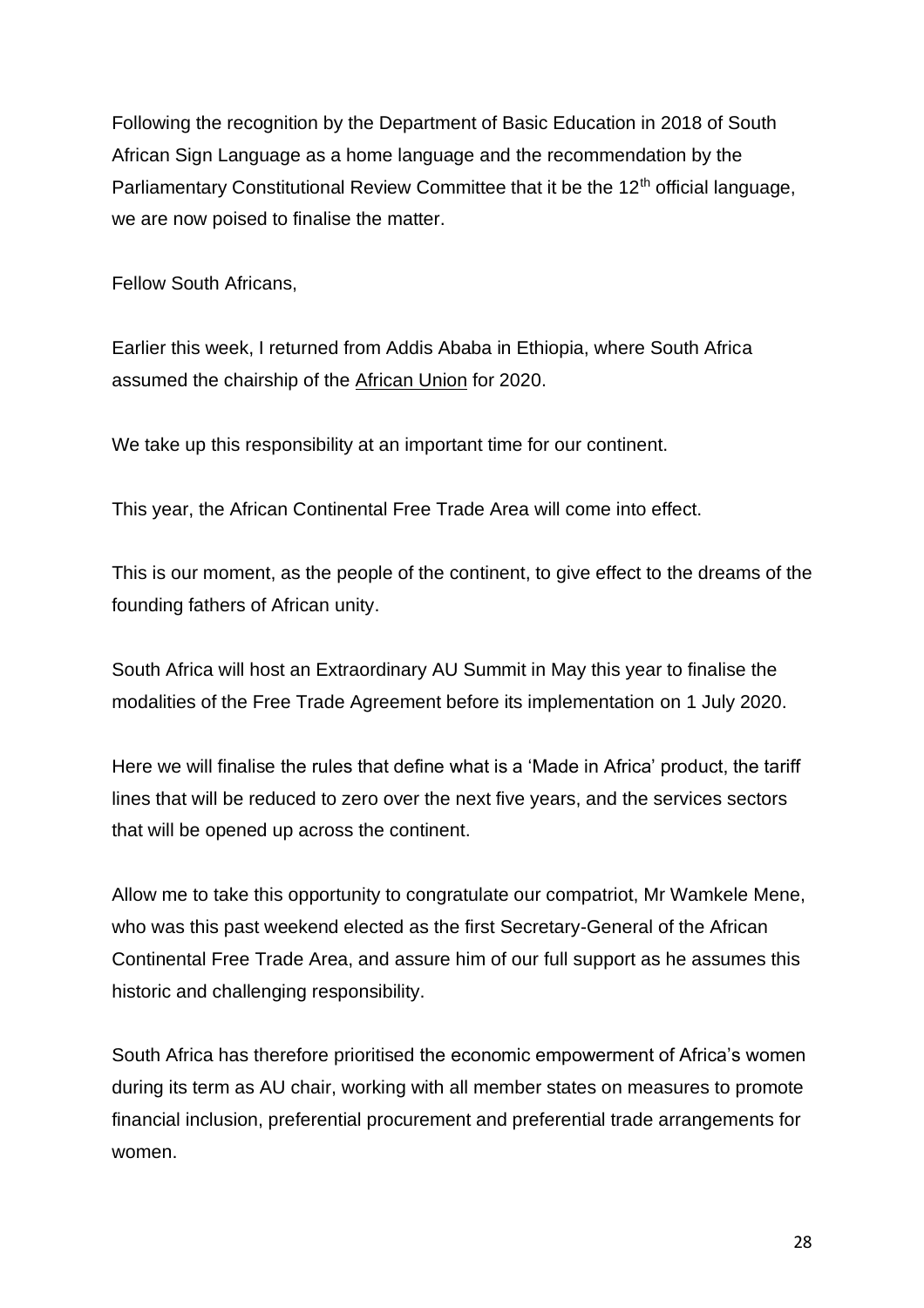Following the recognition by the Department of Basic Education in 2018 of South African Sign Language as a home language and the recommendation by the Parliamentary Constitutional Review Committee that it be the 12th official language, we are now poised to finalise the matter.

Fellow South Africans,

Earlier this week, I returned from Addis Ababa in Ethiopia, where South Africa assumed the chairship of the African Union for 2020.

We take up this responsibility at an important time for our continent.

This year, the African Continental Free Trade Area will come into effect.

This is our moment, as the people of the continent, to give effect to the dreams of the founding fathers of African unity.

South Africa will host an Extraordinary AU Summit in May this year to finalise the modalities of the Free Trade Agreement before its implementation on 1 July 2020.

Here we will finalise the rules that define what is a 'Made in Africa' product, the tariff lines that will be reduced to zero over the next five years, and the services sectors that will be opened up across the continent.

Allow me to take this opportunity to congratulate our compatriot, Mr Wamkele Mene, who was this past weekend elected as the first Secretary-General of the African Continental Free Trade Area, and assure him of our full support as he assumes this historic and challenging responsibility.

South Africa has therefore prioritised the economic empowerment of Africa's women during its term as AU chair, working with all member states on measures to promote financial inclusion, preferential procurement and preferential trade arrangements for women.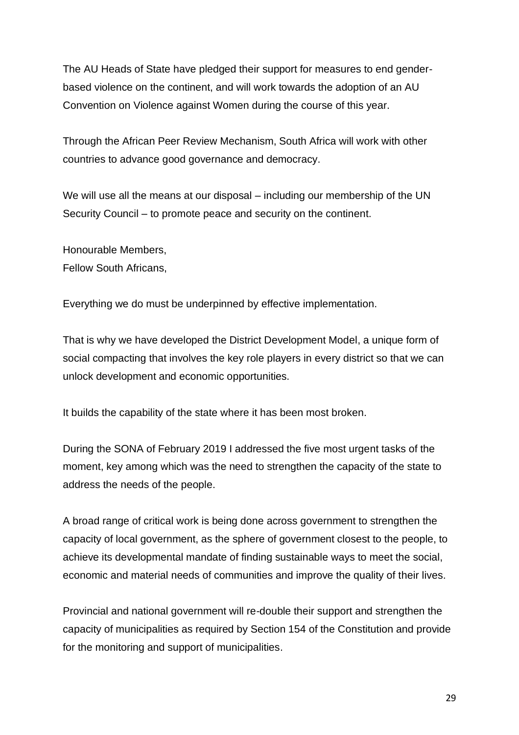The AU Heads of State have pledged their support for measures to end gender-based violence on the continent, and will work towards the adoption of an AU Convention on Violence against Women during the course of this year.

Through the African Peer Review Mechanism, South Africa will work with other countries to advance good governance and democracy.

We will use all the means at our disposal – including our membership of the UN Security Council – to promote peace and security on the continent.

Honourable Members,
Fellow South Africans,

Everything we do must be underpinned by effective implementation.

That is why we have developed the District Development Model, a unique form of social compacting that involves the key role players in every district so that we can unlock development and economic opportunities.

It builds the capability of the state where it has been most broken.

During the SONA of February 2019 I addressed the five most urgent tasks of the moment, key among which was the need to strengthen the capacity of the state to address the needs of the people.

A broad range of critical work is being done across government to strengthen the capacity of local government, as the sphere of government closest to the people, to achieve its developmental mandate of finding sustainable ways to meet the social, economic and material needs of communities and improve the quality of their lives.

Provincial and national government will re-double their support and strengthen the capacity of municipalities as required by Section 154 of the Constitution and provide for the monitoring and support of municipalities.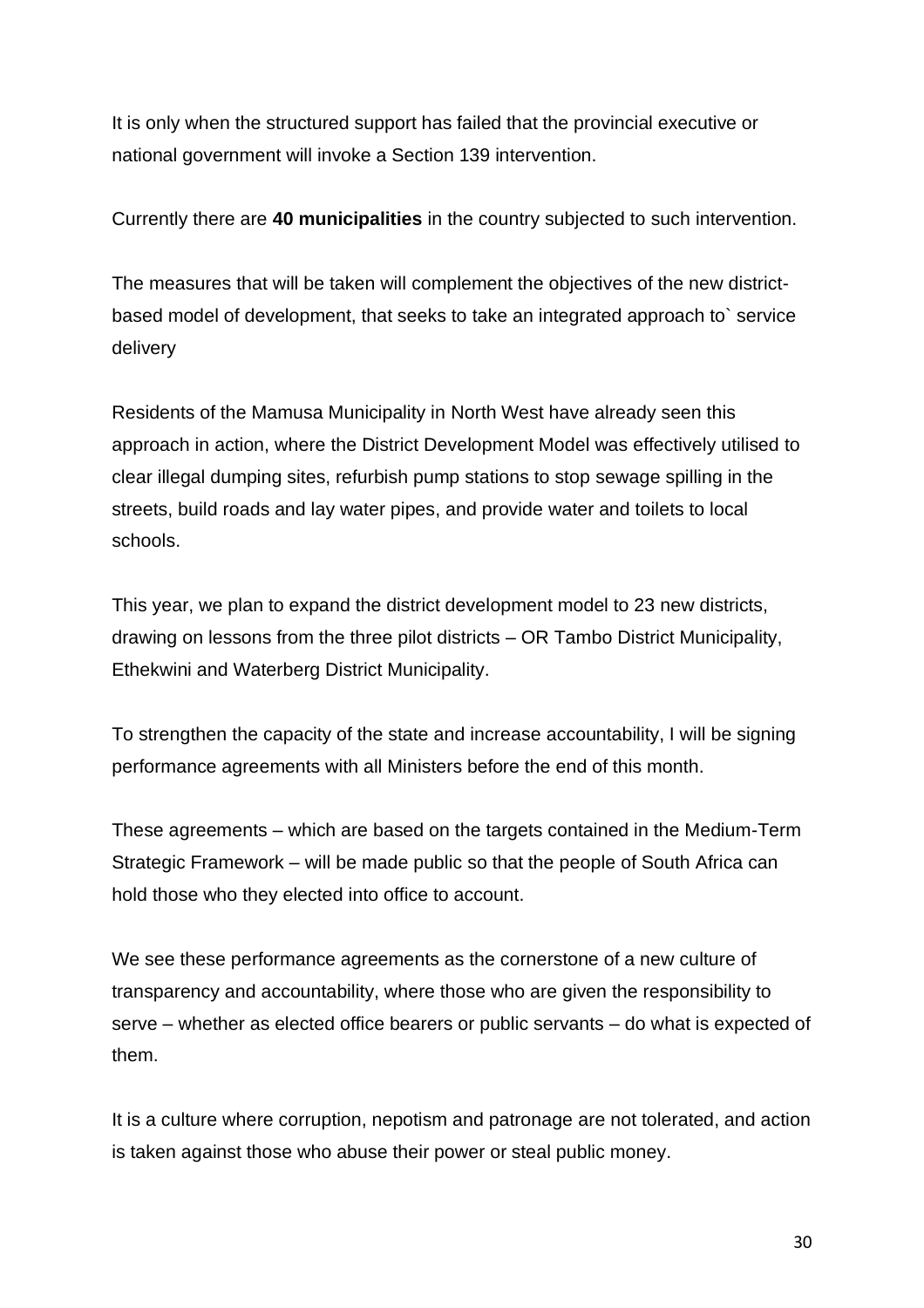It is only when the structured support has failed that the provincial executive or national government will invoke a Section 139 intervention.

Currently there are **40 municipalities** in the country subjected to such intervention.

The measures that will be taken will complement the objectives of the new district-based model of development, that seeks to take an integrated approach to` service delivery

Residents of the Mamusa Municipality in North West have already seen this approach in action, where the District Development Model was effectively utilised to clear illegal dumping sites, refurbish pump stations to stop sewage spilling in the streets, build roads and lay water pipes, and provide water and toilets to local schools.

This year, we plan to expand the district development model to 23 new districts, drawing on lessons from the three pilot districts – OR Tambo District Municipality, Ethekwini and Waterberg District Municipality.

To strengthen the capacity of the state and increase accountability, I will be signing performance agreements with all Ministers before the end of this month.

These agreements – which are based on the targets contained in the Medium-Term Strategic Framework – will be made public so that the people of South Africa can hold those who they elected into office to account.

We see these performance agreements as the cornerstone of a new culture of transparency and accountability, where those who are given the responsibility to serve – whether as elected office bearers or public servants – do what is expected of them.

It is a culture where corruption, nepotism and patronage are not tolerated, and action is taken against those who abuse their power or steal public money.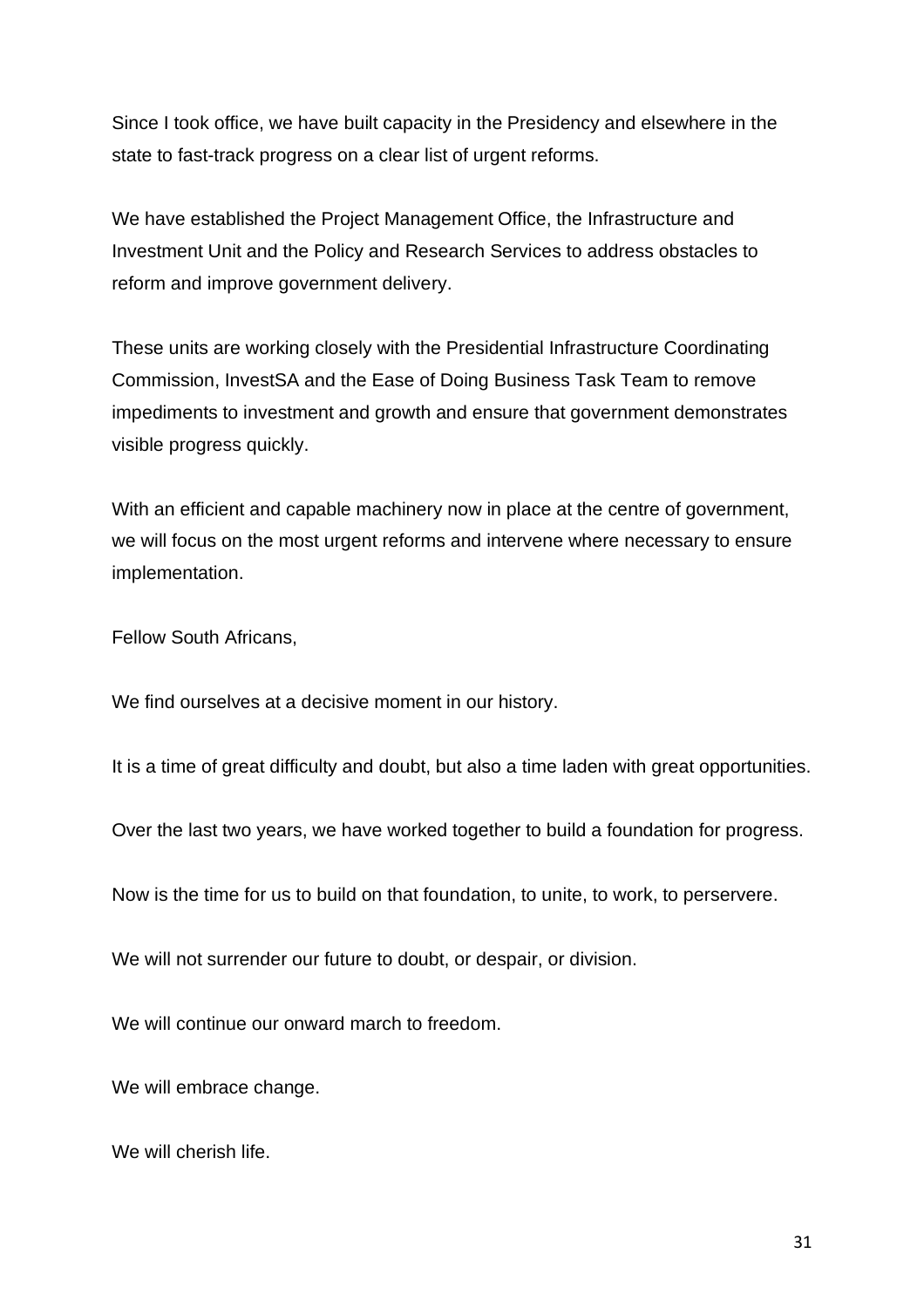Since I took office, we have built capacity in the Presidency and elsewhere in the state to fast-track progress on a clear list of urgent reforms.

We have established the Project Management Office, the Infrastructure and Investment Unit and the Policy and Research Services to address obstacles to reform and improve government delivery.

These units are working closely with the Presidential Infrastructure Coordinating Commission, InvestSA and the Ease of Doing Business Task Team to remove impediments to investment and growth and ensure that government demonstrates visible progress quickly.

With an efficient and capable machinery now in place at the centre of government, we will focus on the most urgent reforms and intervene where necessary to ensure implementation.

Fellow South Africans,

We find ourselves at a decisive moment in our history.

It is a time of great difficulty and doubt, but also a time laden with great opportunities.

Over the last two years, we have worked together to build a foundation for progress.

Now is the time for us to build on that foundation, to unite, to work, to perservere.

We will not surrender our future to doubt, or despair, or division.

We will continue our onward march to freedom.

We will embrace change.

We will cherish life.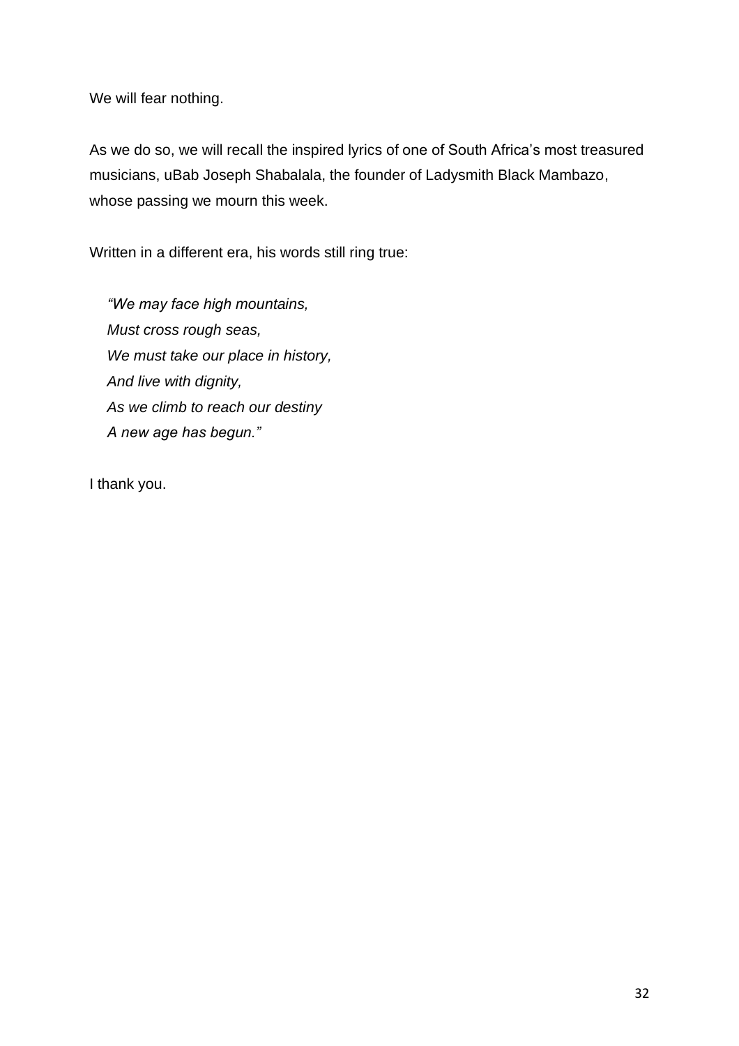We will fear nothing.

As we do so, we will recall the inspired lyrics of one of South Africa's most treasured musicians, uBab Joseph Shabalala, the founder of Ladysmith Black Mambazo, whose passing we mourn this week.

Written in a different era, his words still ring true:

> *"We may face high mountains,*
> *Must cross rough seas,*
> *We must take our place in history,*
> *And live with dignity,*
> *As we climb to reach our destiny*
> *A new age has begun."*

I thank you.